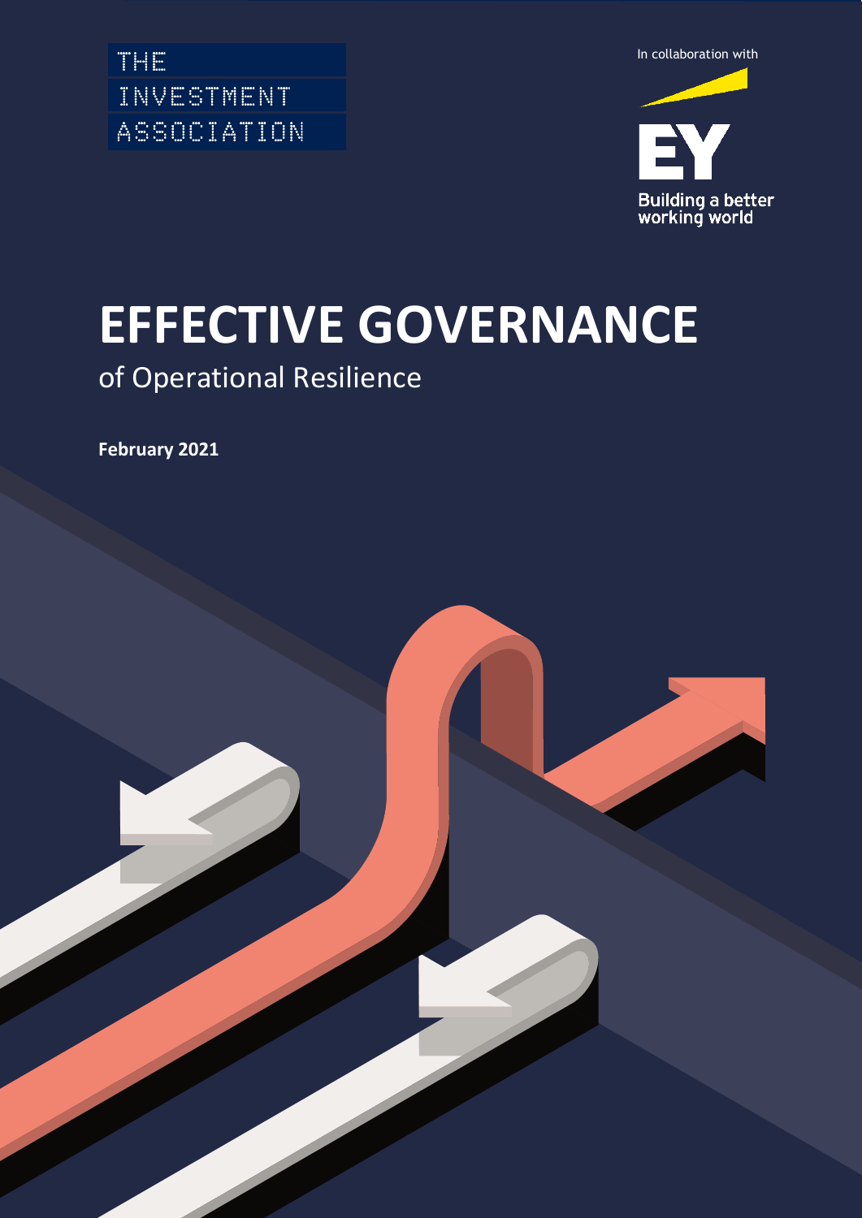THE
INVESTMENT
ASSOCIATION

In collaboration with

EY
Building a better working world

# EFFECTIVE GOVERNANCE

## of Operational Resilience

**February 2021**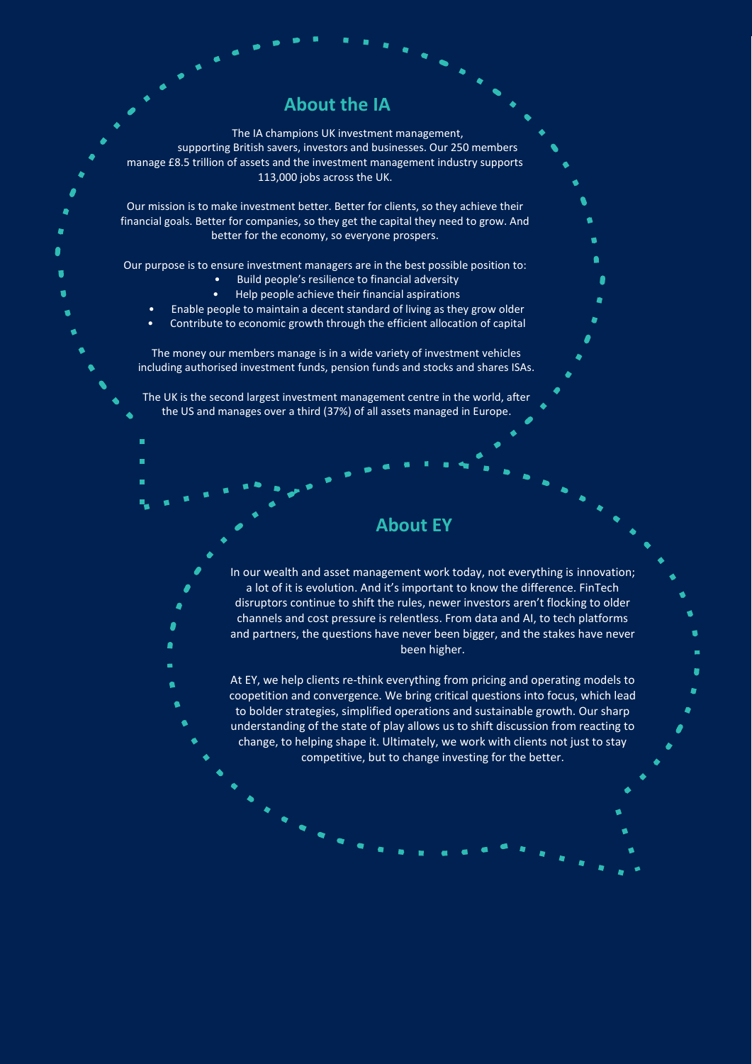## About the IA

The IA champions UK investment management, supporting British savers, investors and businesses. Our 250 members manage £8.5 trillion of assets and the investment management industry supports 113,000 jobs across the UK.

Our mission is to make investment better. Better for clients, so they achieve their financial goals. Better for companies, so they get the capital they need to grow. And better for the economy, so everyone prospers.

Our purpose is to ensure investment managers are in the best possible position to:

- Build people's resilience to financial adversity
- Help people achieve their financial aspirations
- Enable people to maintain a decent standard of living as they grow older
- Contribute to economic growth through the efficient allocation of capital

The money our members manage is in a wide variety of investment vehicles including authorised investment funds, pension funds and stocks and shares ISAs.

The UK is the second largest investment management centre in the world, after the US and manages over a third (37%) of all assets managed in Europe.

## About EY

In our wealth and asset management work today, not everything is innovation; a lot of it is evolution. And it's important to know the difference. FinTech disruptors continue to shift the rules, newer investors aren't flocking to older channels and cost pressure is relentless. From data and AI, to tech platforms and partners, the questions have never been bigger, and the stakes have never been higher.

At EY, we help clients re-think everything from pricing and operating models to coopetition and convergence. We bring critical questions into focus, which lead to bolder strategies, simplified operations and sustainable growth. Our sharp understanding of the state of play allows us to shift discussion from reacting to change, to helping shape it. Ultimately, we work with clients not just to stay competitive, but to change investing for the better.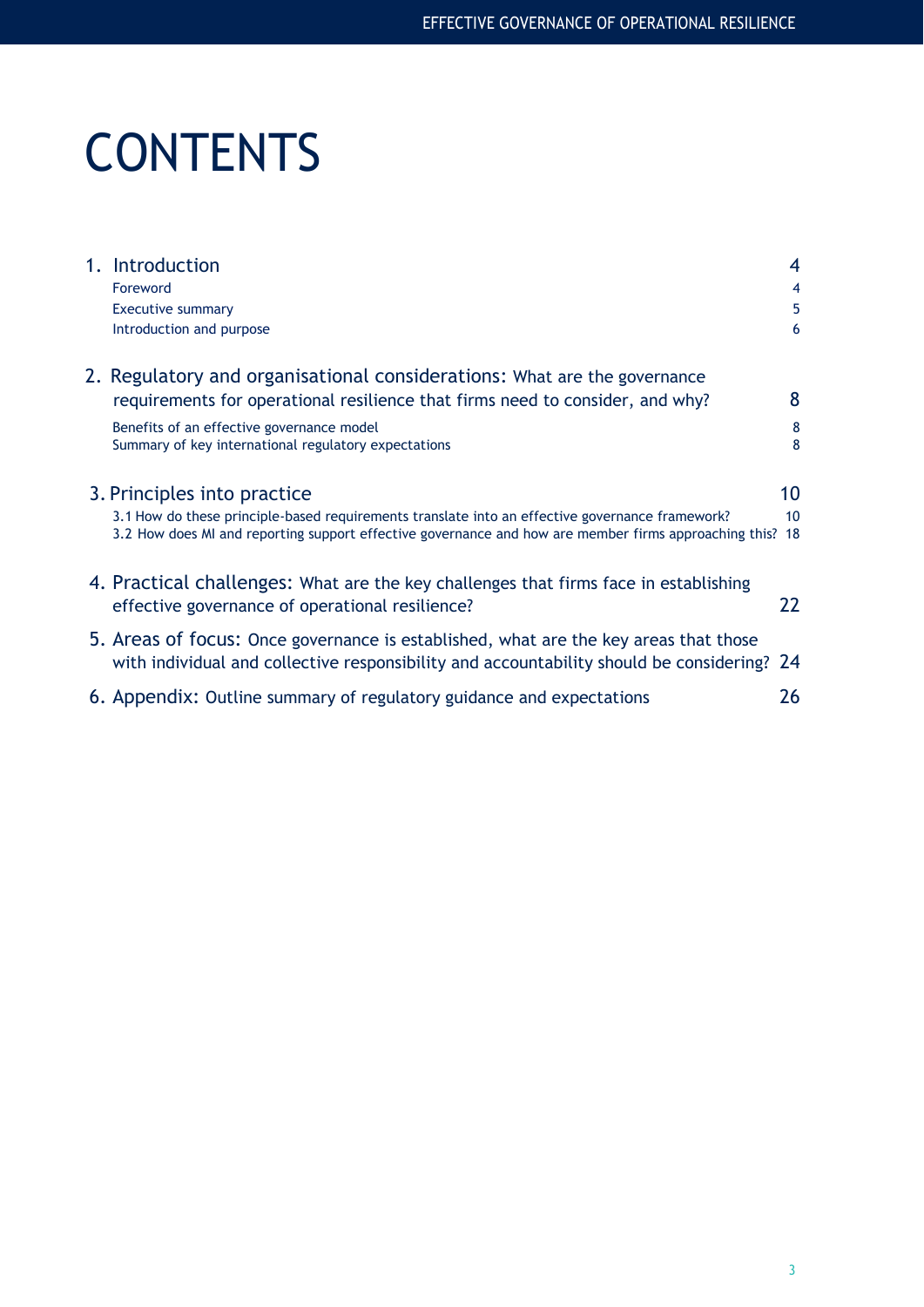# CONTENTS

| | |
|---|---|
| 1. Introduction | 4 |
| Foreword | 4 |
| Executive summary | 5 |
| Introduction and purpose | 6 |
| 2. Regulatory and organisational considerations: What are the governance requirements for operational resilience that firms need to consider, and why? | 8 |
| Benefits of an effective governance model | 8 |
| Summary of key international regulatory expectations | 8 |
| 3. Principles into practice | 10 |
| 3.1 How do these principle-based requirements translate into an effective governance framework? | 10 |
| 3.2 How does MI and reporting support effective governance and how are member firms approaching this? | 18 |
| 4. Practical challenges: What are the key challenges that firms face in establishing effective governance of operational resilience? | 22 |
| 5. Areas of focus: Once governance is established, what are the key areas that those with individual and collective responsibility and accountability should be considering? | 24 |
| 6. Appendix: Outline summary of regulatory guidance and expectations | 26 |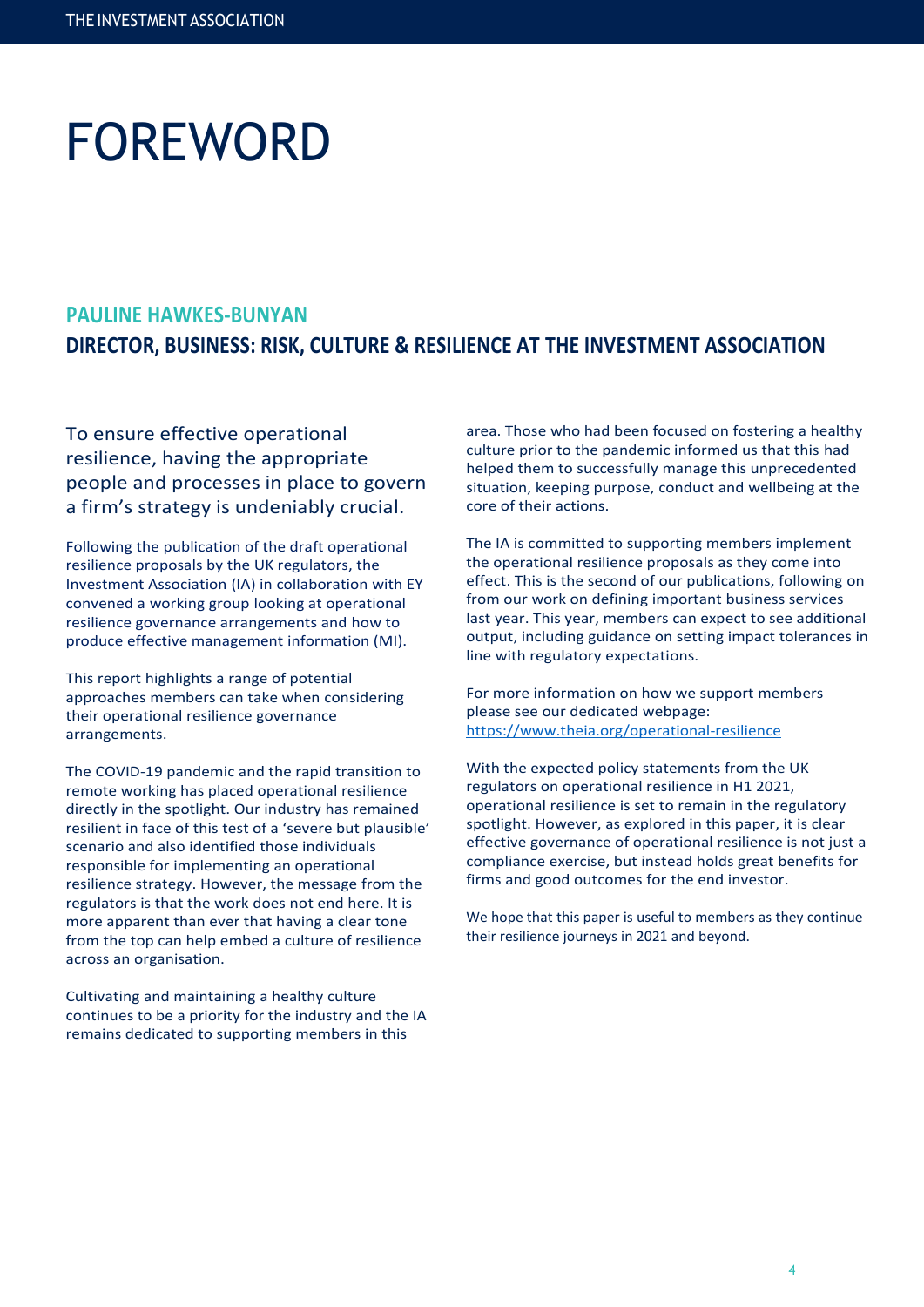# FOREWORD

## PAULINE HAWKES-BUNYAN

## DIRECTOR, BUSINESS: RISK, CULTURE & RESILIENCE AT THE INVESTMENT ASSOCIATION

To ensure effective operational resilience, having the appropriate people and processes in place to govern a firm's strategy is undeniably crucial.

Following the publication of the draft operational resilience proposals by the UK regulators, the Investment Association (IA) in collaboration with EY convened a working group looking at operational resilience governance arrangements and how to produce effective management information (MI).

This report highlights a range of potential approaches members can take when considering their operational resilience governance arrangements.

The COVID-19 pandemic and the rapid transition to remote working has placed operational resilience directly in the spotlight. Our industry has remained resilient in face of this test of a 'severe but plausible' scenario and also identified those individuals responsible for implementing an operational resilience strategy. However, the message from the regulators is that the work does not end here. It is more apparent than ever that having a clear tone from the top can help embed a culture of resilience across an organisation.

Cultivating and maintaining a healthy culture continues to be a priority for the industry and the IA remains dedicated to supporting members in this area. Those who had been focused on fostering a healthy culture prior to the pandemic informed us that this had helped them to successfully manage this unprecedented situation, keeping purpose, conduct and wellbeing at the core of their actions.

The IA is committed to supporting members implement the operational resilience proposals as they come into effect. This is the second of our publications, following on from our work on defining important business services last year. This year, members can expect to see additional output, including guidance on setting impact tolerances in line with regulatory expectations.

For more information on how we support members please see our dedicated webpage: [https://www.theia.org/operational-resilience](https://www.theia.org/operational-resilience)

With the expected policy statements from the UK regulators on operational resilience in H1 2021, operational resilience is set to remain in the regulatory spotlight. However, as explored in this paper, it is clear effective governance of operational resilience is not just a compliance exercise, but instead holds great benefits for firms and good outcomes for the end investor.

We hope that this paper is useful to members as they continue their resilience journeys in 2021 and beyond.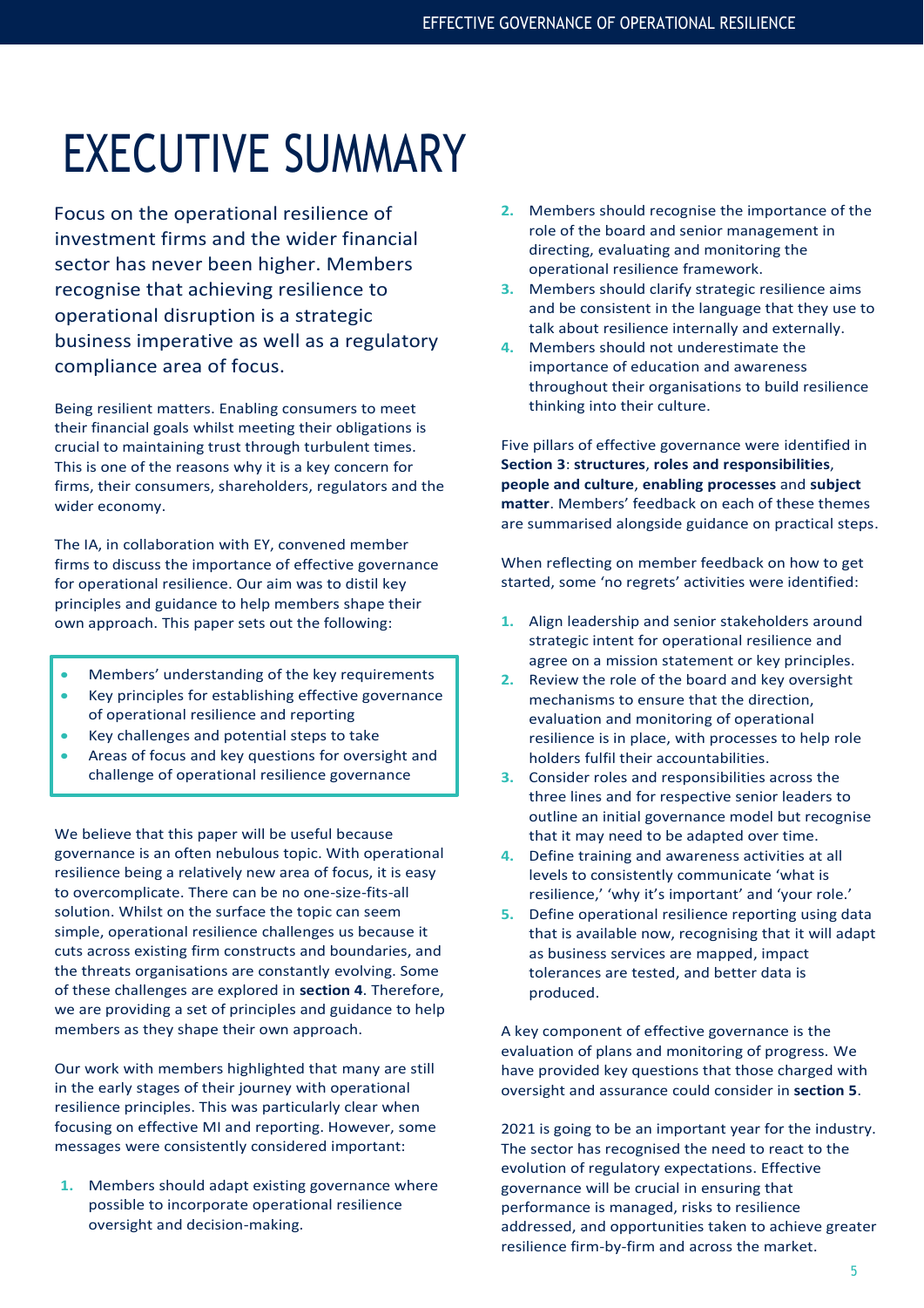# EXECUTIVE SUMMARY

Focus on the operational resilience of investment firms and the wider financial sector has never been higher. Members recognise that achieving resilience to operational disruption is a strategic business imperative as well as a regulatory compliance area of focus.

Being resilient matters. Enabling consumers to meet their financial goals whilst meeting their obligations is crucial to maintaining trust through turbulent times. This is one of the reasons why it is a key concern for firms, their consumers, shareholders, regulators and the wider economy.

The IA, in collaboration with EY, convened member firms to discuss the importance of effective governance for operational resilience. Our aim was to distil key principles and guidance to help members shape their own approach. This paper sets out the following:

- Members' understanding of the key requirements
- Key principles for establishing effective governance of operational resilience and reporting
- Key challenges and potential steps to take
- Areas of focus and key questions for oversight and challenge of operational resilience governance

We believe that this paper will be useful because governance is an often nebulous topic. With operational resilience being a relatively new area of focus, it is easy to overcomplicate. There can be no one-size-fits-all solution. Whilst on the surface the topic can seem simple, operational resilience challenges us because it cuts across existing firm constructs and boundaries, and the threats organisations are constantly evolving. Some of these challenges are explored in **section 4**. Therefore, we are providing a set of principles and guidance to help members as they shape their own approach.

Our work with members highlighted that many are still in the early stages of their journey with operational resilience principles. This was particularly clear when focusing on effective MI and reporting. However, some messages were consistently considered important:

1. Members should adapt existing governance where possible to incorporate operational resilience oversight and decision-making.
2. Members should recognise the importance of the role of the board and senior management in directing, evaluating and monitoring the operational resilience framework.
3. Members should clarify strategic resilience aims and be consistent in the language that they use to talk about resilience internally and externally.
4. Members should not underestimate the importance of education and awareness throughout their organisations to build resilience thinking into their culture.

Five pillars of effective governance were identified in **Section 3**: **structures**, **roles and responsibilities**, **people and culture**, **enabling processes** and **subject matter**. Members' feedback on each of these themes are summarised alongside guidance on practical steps.

When reflecting on member feedback on how to get started, some 'no regrets' activities were identified:

1. Align leadership and senior stakeholders around strategic intent for operational resilience and agree on a mission statement or key principles.
2. Review the role of the board and key oversight mechanisms to ensure that the direction, evaluation and monitoring of operational resilience is in place, with processes to help role holders fulfil their accountabilities.
3. Consider roles and responsibilities across the three lines and for respective senior leaders to outline an initial governance model but recognise that it may need to be adapted over time.
4. Define training and awareness activities at all levels to consistently communicate 'what is resilience,' 'why it's important' and 'your role.'
5. Define operational resilience reporting using data that is available now, recognising that it will adapt as business services are mapped, impact tolerances are tested, and better data is produced.

A key component of effective governance is the evaluation of plans and monitoring of progress. We have provided key questions that those charged with oversight and assurance could consider in **section 5**.

2021 is going to be an important year for the industry. The sector has recognised the need to react to the evolution of regulatory expectations. Effective governance will be crucial in ensuring that performance is managed, risks to resilience addressed, and opportunities taken to achieve greater resilience firm-by-firm and across the market.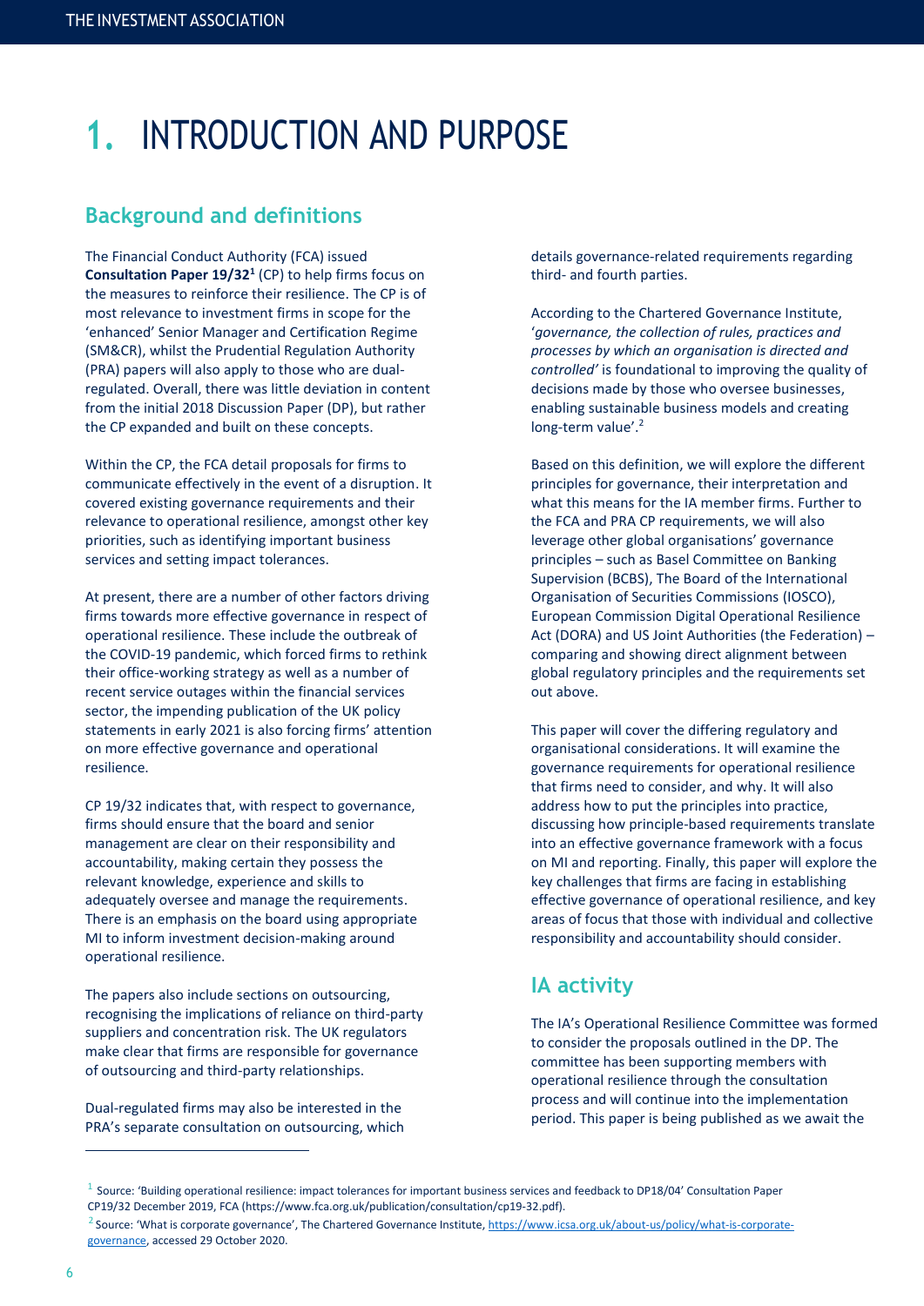# 1. INTRODUCTION AND PURPOSE

## Background and definitions

The Financial Conduct Authority (FCA) issued **Consultation Paper 19/32**[1] (CP) to help firms focus on the measures to reinforce their resilience. The CP is of most relevance to investment firms in scope for the 'enhanced' Senior Manager and Certification Regime (SM&CR), whilst the Prudential Regulation Authority (PRA) papers will also apply to those who are dual-regulated. Overall, there was little deviation in content from the initial 2018 Discussion Paper (DP), but rather the CP expanded and built on these concepts.

Within the CP, the FCA detail proposals for firms to communicate effectively in the event of a disruption. It covered existing governance requirements and their relevance to operational resilience, amongst other key priorities, such as identifying important business services and setting impact tolerances.

At present, there are a number of other factors driving firms towards more effective governance in respect of operational resilience. These include the outbreak of the COVID-19 pandemic, which forced firms to rethink their office-working strategy as well as a number of recent service outages within the financial services sector, the impending publication of the UK policy statements in early 2021 is also forcing firms' attention on more effective governance and operational resilience.

CP 19/32 indicates that, with respect to governance, firms should ensure that the board and senior management are clear on their responsibility and accountability, making certain they possess the relevant knowledge, experience and skills to adequately oversee and manage the requirements. There is an emphasis on the board using appropriate MI to inform investment decision-making around operational resilience.

The papers also include sections on outsourcing, recognising the implications of reliance on third-party suppliers and concentration risk. The UK regulators make clear that firms are responsible for governance of outsourcing and third-party relationships.

Dual-regulated firms may also be interested in the PRA's separate consultation on outsourcing, which details governance-related requirements regarding third- and fourth parties.

According to the Chartered Governance Institute, '*governance, the collection of rules, practices and processes by which an organisation is directed and controlled'* is foundational to improving the quality of decisions made by those who oversee businesses, enabling sustainable business models and creating long-term value'.[2]

Based on this definition, we will explore the different principles for governance, their interpretation and what this means for the IA member firms. Further to the FCA and PRA CP requirements, we will also leverage other global organisations' governance principles – such as Basel Committee on Banking Supervision (BCBS), The Board of the International Organisation of Securities Commissions (IOSCO), European Commission Digital Operational Resilience Act (DORA) and US Joint Authorities (the Federation) – comparing and showing direct alignment between global regulatory principles and the requirements set out above.

This paper will cover the differing regulatory and organisational considerations. It will examine the governance requirements for operational resilience that firms need to consider, and why. It will also address how to put the principles into practice, discussing how principle-based requirements translate into an effective governance framework with a focus on MI and reporting. Finally, this paper will explore the key challenges that firms are facing in establishing effective governance of operational resilience, and key areas of focus that those with individual and collective responsibility and accountability should consider.

## IA activity

The IA's Operational Resilience Committee was formed to consider the proposals outlined in the DP. The committee has been supporting members with operational resilience through the consultation process and will continue into the implementation period. This paper is being published as we await the

---

[1] Source: 'Building operational resilience: impact tolerances for important business services and feedback to DP18/04' Consultation Paper CP19/32 December 2019, FCA (https://www.fca.org.uk/publication/consultation/cp19-32.pdf).

[2] Source: 'What is corporate governance', The Chartered Governance Institute, https://www.icsa.org.uk/about-us/policy/what-is-corporate-governance, accessed 29 October 2020.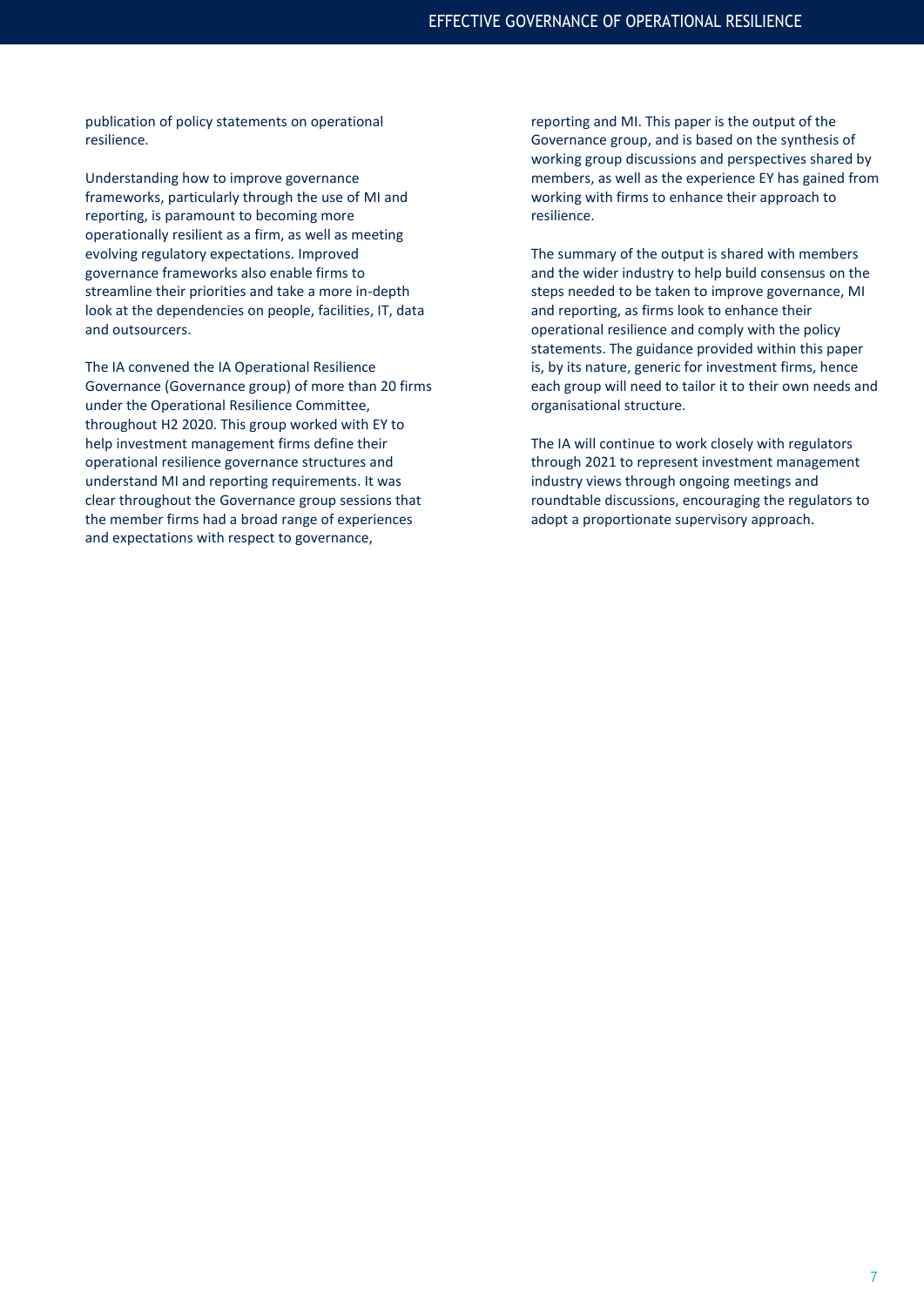publication of policy statements on operational resilience.

Understanding how to improve governance frameworks, particularly through the use of MI and reporting, is paramount to becoming more operationally resilient as a firm, as well as meeting evolving regulatory expectations. Improved governance frameworks also enable firms to streamline their priorities and take a more in-depth look at the dependencies on people, facilities, IT, data and outsourcers.

The IA convened the IA Operational Resilience Governance (Governance group) of more than 20 firms under the Operational Resilience Committee, throughout H2 2020. This group worked with EY to help investment management firms define their operational resilience governance structures and understand MI and reporting requirements. It was clear throughout the Governance group sessions that the member firms had a broad range of experiences and expectations with respect to governance, reporting and MI. This paper is the output of the Governance group, and is based on the synthesis of working group discussions and perspectives shared by members, as well as the experience EY has gained from working with firms to enhance their approach to resilience.

The summary of the output is shared with members and the wider industry to help build consensus on the steps needed to be taken to improve governance, MI and reporting, as firms look to enhance their operational resilience and comply with the policy statements. The guidance provided within this paper is, by its nature, generic for investment firms, hence each group will need to tailor it to their own needs and organisational structure.

The IA will continue to work closely with regulators through 2021 to represent investment management industry views through ongoing meetings and roundtable discussions, encouraging the regulators to adopt a proportionate supervisory approach.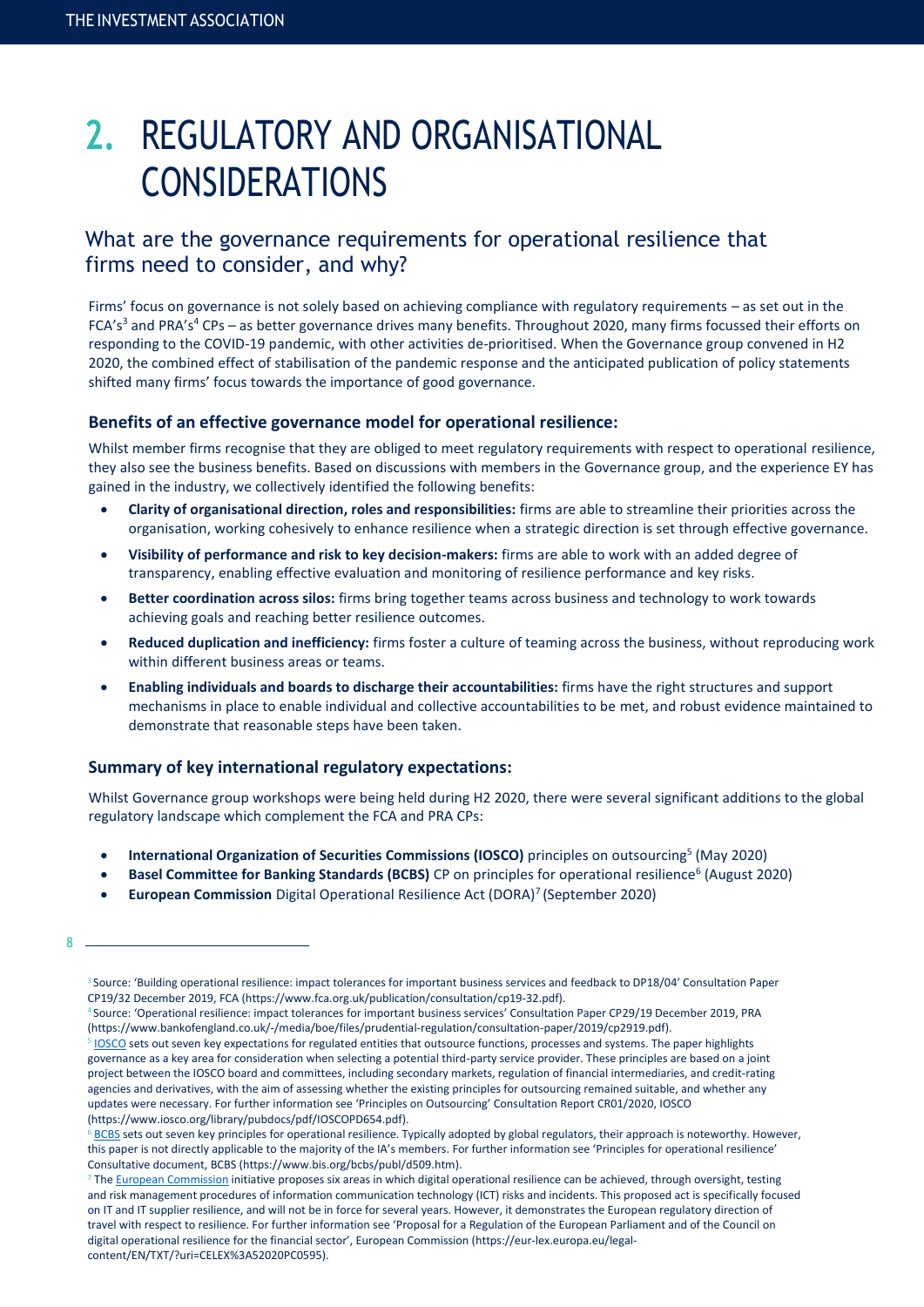# 2. REGULATORY AND ORGANISATIONAL CONSIDERATIONS

## What are the governance requirements for operational resilience that firms need to consider, and why?

Firms' focus on governance is not solely based on achieving compliance with regulatory requirements – as set out in the FCA's[3] and PRA's[4] CPs – as better governance drives many benefits. Throughout 2020, many firms focussed their efforts on responding to the COVID-19 pandemic, with other activities de-prioritised. When the Governance group convened in H2 2020, the combined effect of stabilisation of the pandemic response and the anticipated publication of policy statements shifted many firms' focus towards the importance of good governance.

### Benefits of an effective governance model for operational resilience:

Whilst member firms recognise that they are obliged to meet regulatory requirements with respect to operational resilience, they also see the business benefits. Based on discussions with members in the Governance group, and the experience EY has gained in the industry, we collectively identified the following benefits:

- **Clarity of organisational direction, roles and responsibilities:** firms are able to streamline their priorities across the organisation, working cohesively to enhance resilience when a strategic direction is set through effective governance.
- **Visibility of performance and risk to key decision-makers:** firms are able to work with an added degree of transparency, enabling effective evaluation and monitoring of resilience performance and key risks.
- **Better coordination across silos:** firms bring together teams across business and technology to work towards achieving goals and reaching better resilience outcomes.
- **Reduced duplication and inefficiency:** firms foster a culture of teaming across the business, without reproducing work within different business areas or teams.
- **Enabling individuals and boards to discharge their accountabilities:** firms have the right structures and support mechanisms in place to enable individual and collective accountabilities to be met, and robust evidence maintained to demonstrate that reasonable steps have been taken.

### Summary of key international regulatory expectations:

Whilst Governance group workshops were being held during H2 2020, there were several significant additions to the global regulatory landscape which complement the FCA and PRA CPs:

- **International Organization of Securities Commissions (IOSCO)** principles on outsourcing[5] (May 2020)
- **Basel Committee for Banking Standards (BCBS)** CP on principles for operational resilience[6] (August 2020)
- **European Commission** Digital Operational Resilience Act (DORA)[7] (September 2020)

---

[3] Source: 'Building operational resilience: impact tolerances for important business services and feedback to DP18/04' Consultation Paper CP19/32 December 2019, FCA (https://www.fca.org.uk/publication/consultation/cp19-32.pdf).

[4] Source: 'Operational resilience: impact tolerances for important business services' Consultation Paper CP29/19 December 2019, PRA (https://www.bankofengland.co.uk/-/media/boe/files/prudential-regulation/consultation-paper/2019/cp2919.pdf).

[5] IOSCO sets out seven key expectations for regulated entities that outsource functions, processes and systems. The paper highlights governance as a key area for consideration when selecting a potential third-party service provider. These principles are based on a joint project between the IOSCO board and committees, including secondary markets, regulation of financial intermediaries, and credit-rating agencies and derivatives, with the aim of assessing whether the existing principles for outsourcing remained suitable, and whether any updates were necessary. For further information see 'Principles on Outsourcing' Consultation Report CR01/2020, IOSCO (https://www.iosco.org/library/pubdocs/pdf/IOSCOPD654.pdf).

[6] BCBS sets out seven key principles for operational resilience. Typically adopted by global regulators, their approach is noteworthy. However, this paper is not directly applicable to the majority of the IA's members. For further information see 'Principles for operational resilience' Consultative document, BCBS (https://www.bis.org/bcbs/publ/d509.htm).

[7] The European Commission initiative proposes six areas in which digital operational resilience can be achieved, through oversight, testing and risk management procedures of information communication technology (ICT) risks and incidents. This proposed act is specifically focused on IT and IT supplier resilience, and will not be in force for several years. However, it demonstrates the European regulatory direction of travel with respect to resilience. For further information see 'Proposal for a Regulation of the European Parliament and of the Council on digital operational resilience for the financial sector', European Commission (https://eur-lex.europa.eu/legal-content/EN/TXT/?uri=CELEX%3A52020PC0595).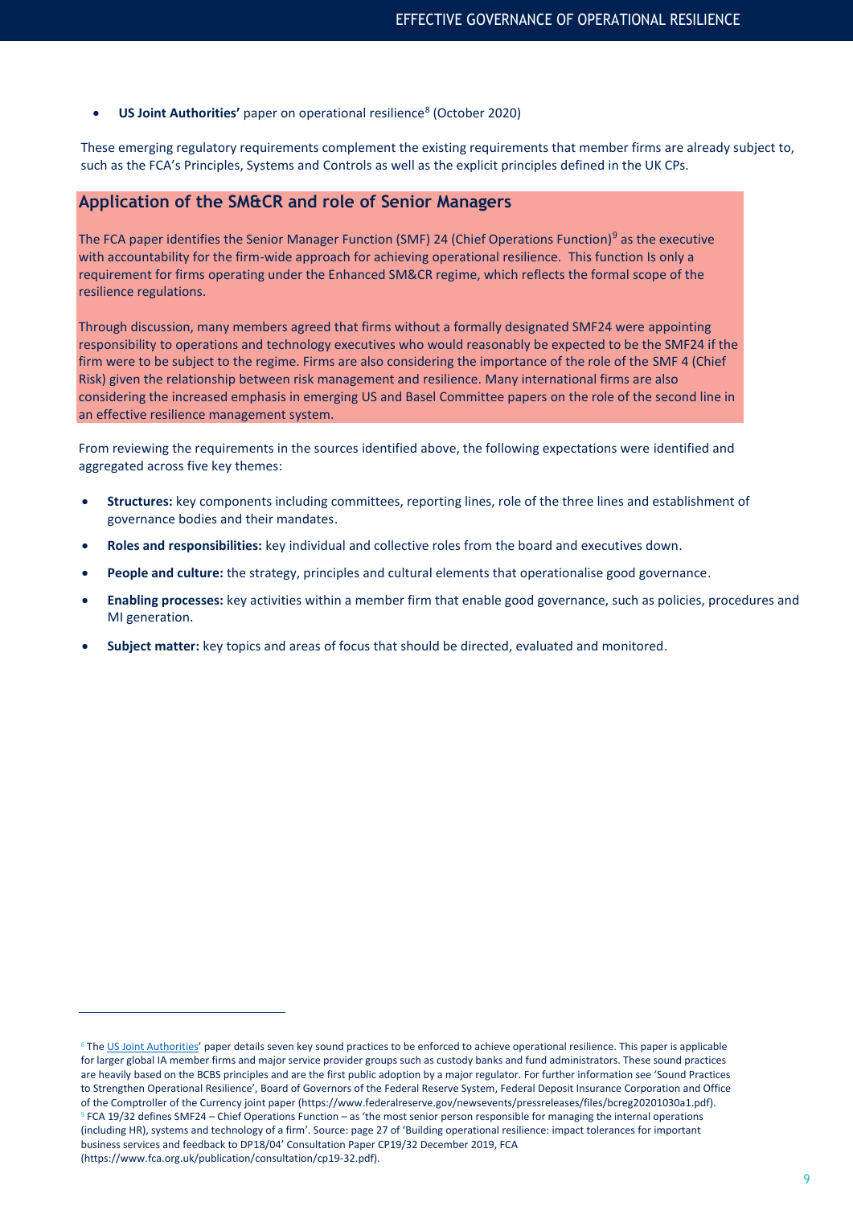- **US Joint Authorities'** paper on operational resilience[8] (October 2020)

These emerging regulatory requirements complement the existing requirements that member firms are already subject to, such as the FCA's Principles, Systems and Controls as well as the explicit principles defined in the UK CPs.

## Application of the SM&CR and role of Senior Managers

The FCA paper identifies the Senior Manager Function (SMF) 24 (Chief Operations Function)[9] as the executive with accountability for the firm-wide approach for achieving operational resilience. This function Is only a requirement for firms operating under the Enhanced SM&CR regime, which reflects the formal scope of the resilience regulations.

Through discussion, many members agreed that firms without a formally designated SMF24 were appointing responsibility to operations and technology executives who would reasonably be expected to be the SMF24 if the firm were to be subject to the regime. Firms are also considering the importance of the role of the SMF 4 (Chief Risk) given the relationship between risk management and resilience. Many international firms are also considering the increased emphasis in emerging US and Basel Committee papers on the role of the second line in an effective resilience management system.

From reviewing the requirements in the sources identified above, the following expectations were identified and aggregated across five key themes:

- **Structures:** key components including committees, reporting lines, role of the three lines and establishment of governance bodies and their mandates.
- **Roles and responsibilities:** key individual and collective roles from the board and executives down.
- **People and culture:** the strategy, principles and cultural elements that operationalise good governance.
- **Enabling processes:** key activities within a member firm that enable good governance, such as policies, procedures and MI generation.
- **Subject matter:** key topics and areas of focus that should be directed, evaluated and monitored.

---

[8] The US Joint Authorities' paper details seven key sound practices to be enforced to achieve operational resilience. This paper is applicable for larger global IA member firms and major service provider groups such as custody banks and fund administrators. These sound practices are heavily based on the BCBS principles and are the first public adoption by a major regulator. For further information see 'Sound Practices to Strengthen Operational Resilience', Board of Governors of the Federal Reserve System, Federal Deposit Insurance Corporation and Office of the Comptroller of the Currency joint paper (https://www.federalreserve.gov/newsevents/pressreleases/files/bcreg20201030a1.pdf).

[9] FCA 19/32 defines SMF24 – Chief Operations Function – as 'the most senior person responsible for managing the internal operations (including HR), systems and technology of a firm'. Source: page 27 of 'Building operational resilience: impact tolerances for important business services and feedback to DP18/04' Consultation Paper CP19/32 December 2019, FCA (https://www.fca.org.uk/publication/consultation/cp19-32.pdf).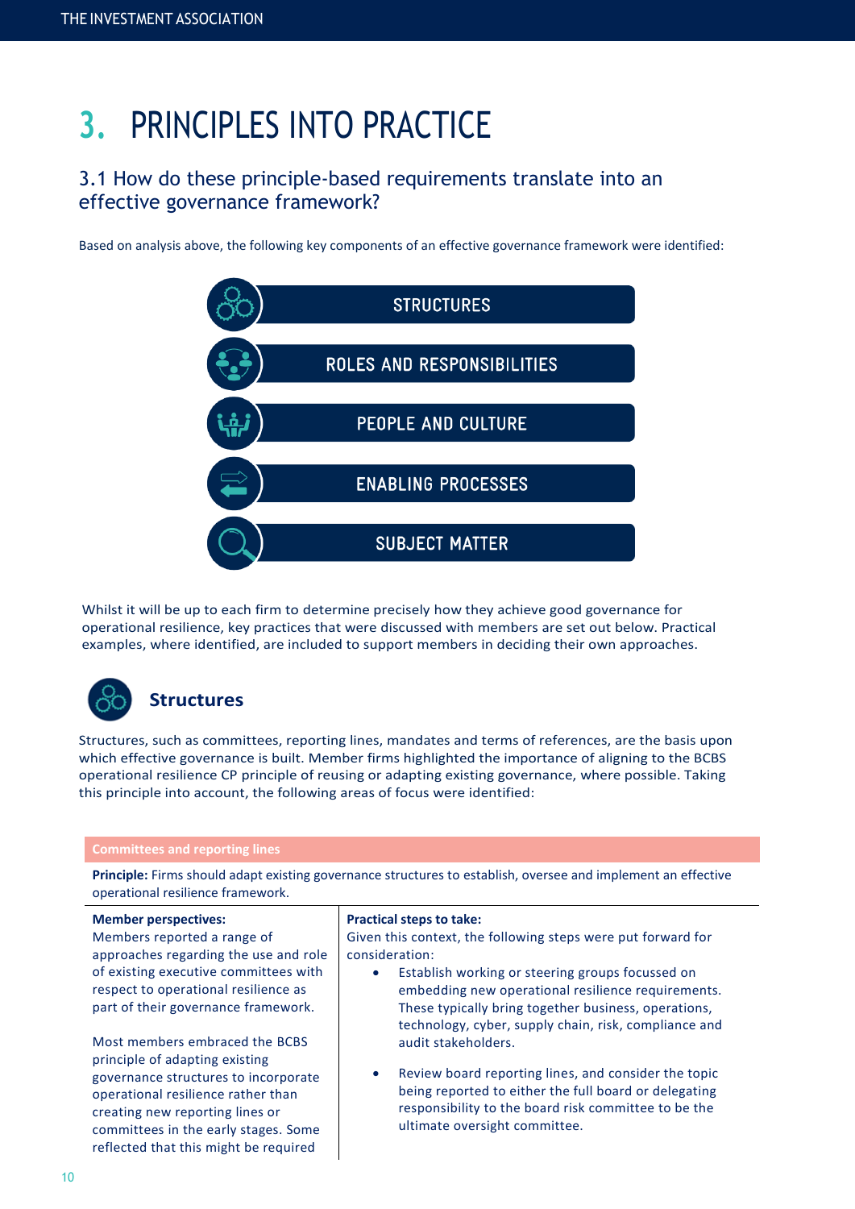# 3. PRINCIPLES INTO PRACTICE

## 3.1 How do these principle-based requirements translate into an effective governance framework?

Based on analysis above, the following key components of an effective governance framework were identified:

- STRUCTURES
- ROLES AND RESPONSIBILITIES
- PEOPLE AND CULTURE
- ENABLING PROCESSES
- SUBJECT MATTER

Whilst it will be up to each firm to determine precisely how they achieve good governance for operational resilience, key practices that were discussed with members are set out below. Practical examples, where identified, are included to support members in deciding their own approaches.

### Structures

Structures, such as committees, reporting lines, mandates and terms of references, are the basis upon which effective governance is built. Member firms highlighted the importance of aligning to the BCBS operational resilience CP principle of reusing or adapting existing governance, where possible. Taking this principle into account, the following areas of focus were identified:

**Committees and reporting lines**

**Principle:** Firms should adapt existing governance structures to establish, oversee and implement an effective operational resilience framework.

| Member perspectives: | Practical steps to take: |
|---|---|
| Members reported a range of approaches regarding the use and role of existing executive committees with respect to operational resilience as part of their governance framework.<br><br>Most members embraced the BCBS principle of adapting existing governance structures to incorporate operational resilience rather than creating new reporting lines or committees in the early stages. Some reflected that this might be required | Given this context, the following steps were put forward for consideration:<br>• Establish working or steering groups focussed on embedding new operational resilience requirements. These typically bring together business, operations, technology, cyber, supply chain, risk, compliance and audit stakeholders.<br>• Review board reporting lines, and consider the topic being reported to either the full board or delegating responsibility to the board risk committee to be the ultimate oversight committee. |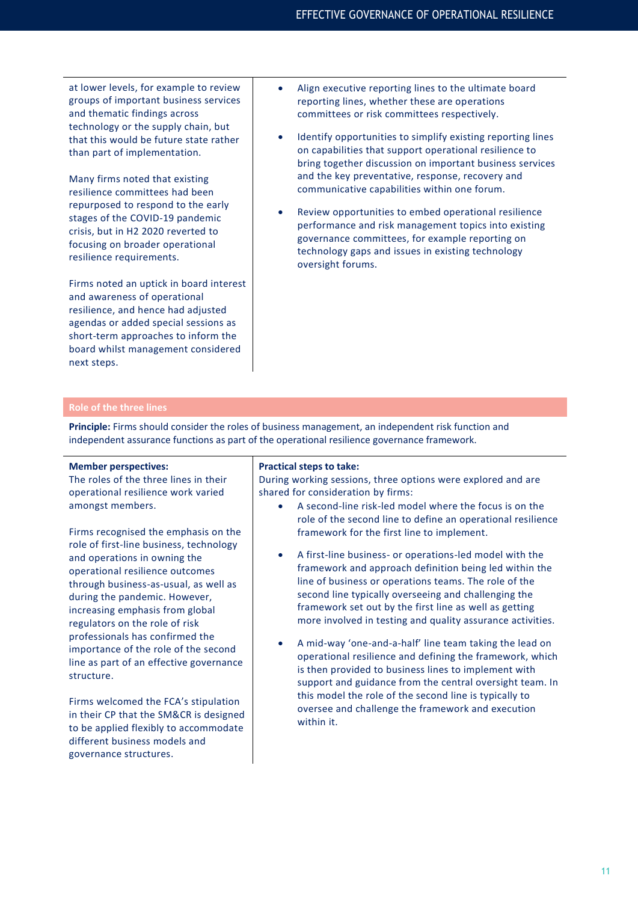at lower levels, for example to review groups of important business services and thematic findings across technology or the supply chain, but that this would be future state rather than part of implementation.

Many firms noted that existing resilience committees had been repurposed to respond to the early stages of the COVID-19 pandemic crisis, but in H2 2020 reverted to focusing on broader operational resilience requirements.

Firms noted an uptick in board interest and awareness of operational resilience, and hence had adjusted agendas or added special sessions as short-term approaches to inform the board whilst management considered next steps.

- Align executive reporting lines to the ultimate board reporting lines, whether these are operations committees or risk committees respectively.
- Identify opportunities to simplify existing reporting lines on capabilities that support operational resilience to bring together discussion on important business services and the key preventative, response, recovery and communicative capabilities within one forum.
- Review opportunities to embed operational resilience performance and risk management topics into existing governance committees, for example reporting on technology gaps and issues in existing technology oversight forums.

## Role of the three lines

**Principle:** Firms should consider the roles of business management, an independent risk function and independent assurance functions as part of the operational resilience governance framework.

**Member perspectives:**
The roles of the three lines in their operational resilience work varied amongst members.

Firms recognised the emphasis on the role of first-line business, technology and operations in owning the operational resilience outcomes through business-as-usual, as well as during the pandemic. However, increasing emphasis from global regulators on the role of risk professionals has confirmed the importance of the role of the second line as part of an effective governance structure.

Firms welcomed the FCA's stipulation in their CP that the SM&CR is designed to be applied flexibly to accommodate different business models and governance structures.

**Practical steps to take:**
During working sessions, three options were explored and are shared for consideration by firms:

- A second-line risk-led model where the focus is on the role of the second line to define an operational resilience framework for the first line to implement.
- A first-line business- or operations-led model with the framework and approach definition being led within the line of business or operations teams. The role of the second line typically overseeing and challenging the framework set out by the first line as well as getting more involved in testing and quality assurance activities.
- A mid-way 'one-and-a-half' line team taking the lead on operational resilience and defining the framework, which is then provided to business lines to implement with support and guidance from the central oversight team. In this model the role of the second line is typically to oversee and challenge the framework and execution within it.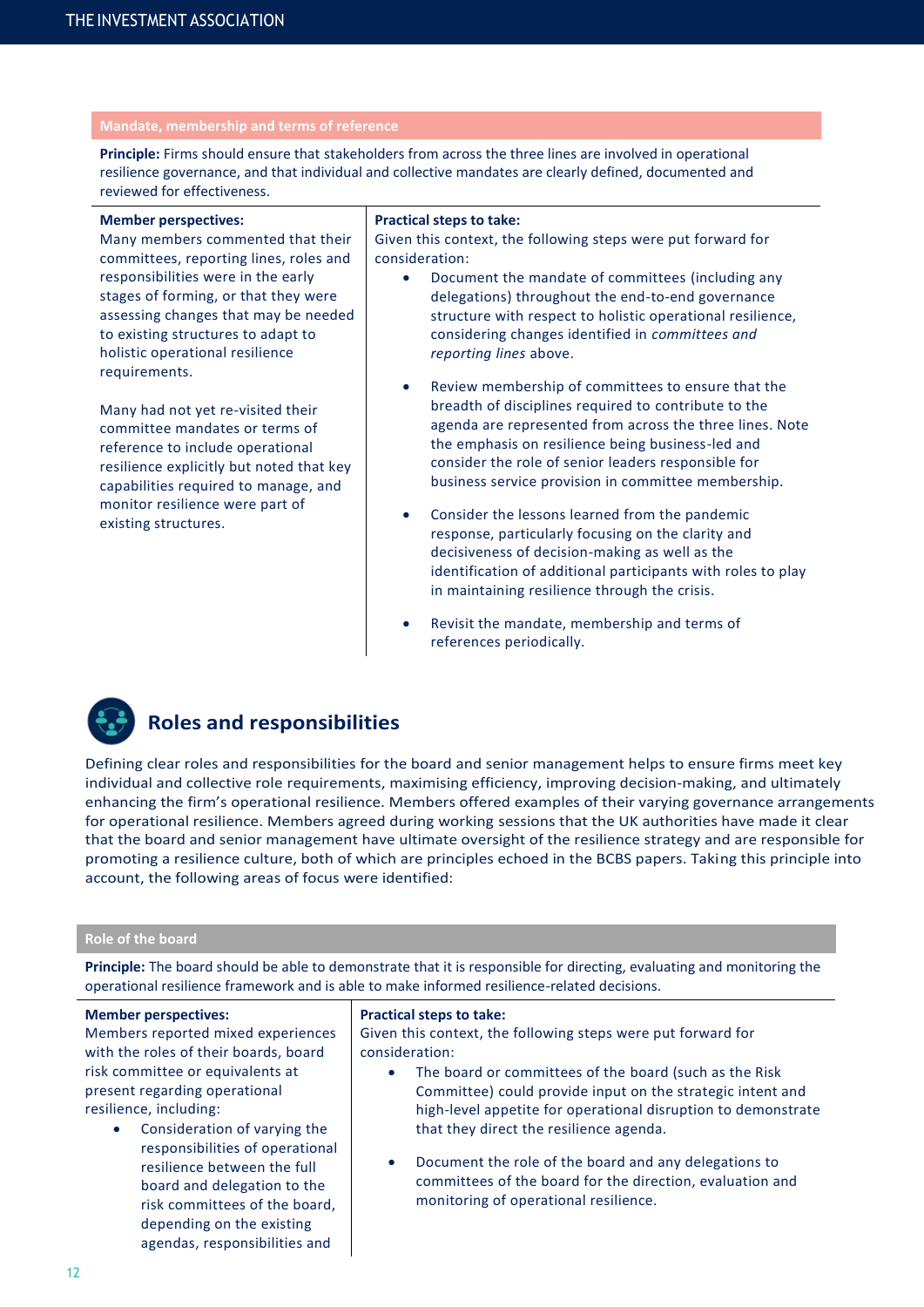### Mandate, membership and terms of reference

**Principle:** Firms should ensure that stakeholders from across the three lines are involved in operational resilience governance, and that individual and collective mandates are clearly defined, documented and reviewed for effectiveness.

**Member perspectives:**

Many members commented that their committees, reporting lines, roles and responsibilities were in the early stages of forming, or that they were assessing changes that may be needed to existing structures to adapt to holistic operational resilience requirements.

Many had not yet re-visited their committee mandates or terms of reference to include operational resilience explicitly but noted that key capabilities required to manage, and monitor resilience were part of existing structures.

**Practical steps to take:**

Given this context, the following steps were put forward for consideration:

- Document the mandate of committees (including any delegations) throughout the end-to-end governance structure with respect to holistic operational resilience, considering changes identified in *committees and reporting lines* above.
- Review membership of committees to ensure that the breadth of disciplines required to contribute to the agenda are represented from across the three lines. Note the emphasis on resilience being business-led and consider the role of senior leaders responsible for business service provision in committee membership.
- Consider the lessons learned from the pandemic response, particularly focusing on the clarity and decisiveness of decision-making as well as the identification of additional participants with roles to play in maintaining resilience through the crisis.
- Revisit the mandate, membership and terms of references periodically.

## Roles and responsibilities

Defining clear roles and responsibilities for the board and senior management helps to ensure firms meet key individual and collective role requirements, maximising efficiency, improving decision-making, and ultimately enhancing the firm's operational resilience. Members offered examples of their varying governance arrangements for operational resilience. Members agreed during working sessions that the UK authorities have made it clear that the board and senior management have ultimate oversight of the resilience strategy and are responsible for promoting a resilience culture, both of which are principles echoed in the BCBS papers. Taking this principle into account, the following areas of focus were identified:

### Role of the board

**Principle:** The board should be able to demonstrate that it is responsible for directing, evaluating and monitoring the operational resilience framework and is able to make informed resilience-related decisions.

**Member perspectives:**

Members reported mixed experiences with the roles of their boards, board risk committee or equivalents at present regarding operational resilience, including:

- Consideration of varying the responsibilities of operational resilience between the full board and delegation to the risk committees of the board, depending on the existing agendas, responsibilities and

**Practical steps to take:**

Given this context, the following steps were put forward for consideration:

- The board or committees of the board (such as the Risk Committee) could provide input on the strategic intent and high-level appetite for operational disruption to demonstrate that they direct the resilience agenda.
- Document the role of the board and any delegations to committees of the board for the direction, evaluation and monitoring of operational resilience.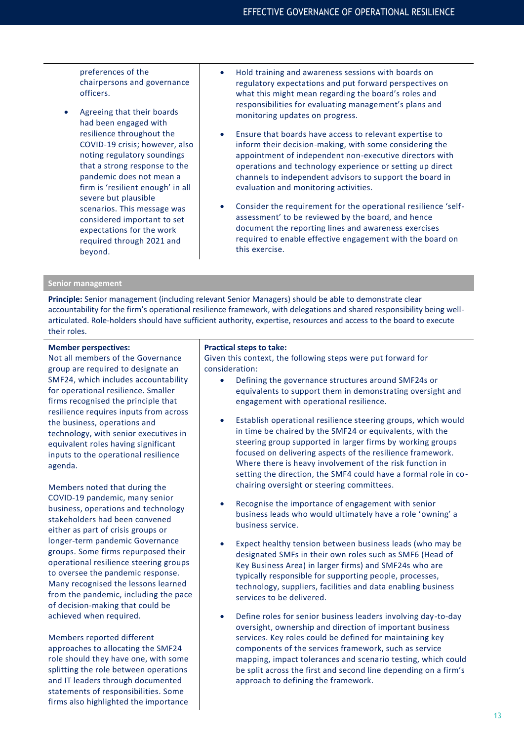preferences of the chairpersons and governance officers.

- Agreeing that their boards had been engaged with resilience throughout the COVID-19 crisis; however, also noting regulatory soundings that a strong response to the pandemic does not mean a firm is 'resilient enough' in all severe but plausible scenarios. This message was considered important to set expectations for the work required through 2021 and beyond.

- Hold training and awareness sessions with boards on regulatory expectations and put forward perspectives on what this might mean regarding the board's roles and responsibilities for evaluating management's plans and monitoring updates on progress.
- Ensure that boards have access to relevant expertise to inform their decision-making, with some considering the appointment of independent non-executive directors with operations and technology experience or setting up direct channels to independent advisors to support the board in evaluation and monitoring activities.
- Consider the requirement for the operational resilience 'self-assessment' to be reviewed by the board, and hence document the reporting lines and awareness exercises required to enable effective engagement with the board on this exercise.

## Senior management

**Principle:** Senior management (including relevant Senior Managers) should be able to demonstrate clear accountability for the firm's operational resilience framework, with delegations and shared responsibility being well-articulated. Role-holders should have sufficient authority, expertise, resources and access to the board to execute their roles.

**Member perspectives:**

Not all members of the Governance group are required to designate an SMF24, which includes accountability for operational resilience. Smaller firms recognised the principle that resilience requires inputs from across the business, operations and technology, with senior executives in equivalent roles having significant inputs to the operational resilience agenda.

Members noted that during the COVID-19 pandemic, many senior business, operations and technology stakeholders had been convened either as part of crisis groups or longer-term pandemic Governance groups. Some firms repurposed their operational resilience steering groups to oversee the pandemic response. Many recognised the lessons learned from the pandemic, including the pace of decision-making that could be achieved when required.

Members reported different approaches to allocating the SMF24 role should they have one, with some splitting the role between operations and IT leaders through documented statements of responsibilities. Some firms also highlighted the importance

**Practical steps to take:**

Given this context, the following steps were put forward for consideration:

- Defining the governance structures around SMF24s or equivalents to support them in demonstrating oversight and engagement with operational resilience.
- Establish operational resilience steering groups, which would in time be chaired by the SMF24 or equivalents, with the steering group supported in larger firms by working groups focused on delivering aspects of the resilience framework. Where there is heavy involvement of the risk function in setting the direction, the SMF4 could have a formal role in co-chairing oversight or steering committees.
- Recognise the importance of engagement with senior business leads who would ultimately have a role 'owning' a business service.
- Expect healthy tension between business leads (who may be designated SMFs in their own roles such as SMF6 (Head of Key Business Area) in larger firms) and SMF24s who are typically responsible for supporting people, processes, technology, suppliers, facilities and data enabling business services to be delivered.
- Define roles for senior business leaders involving day-to-day oversight, ownership and direction of important business services. Key roles could be defined for maintaining key components of the services framework, such as service mapping, impact tolerances and scenario testing, which could be split across the first and second line depending on a firm's approach to defining the framework.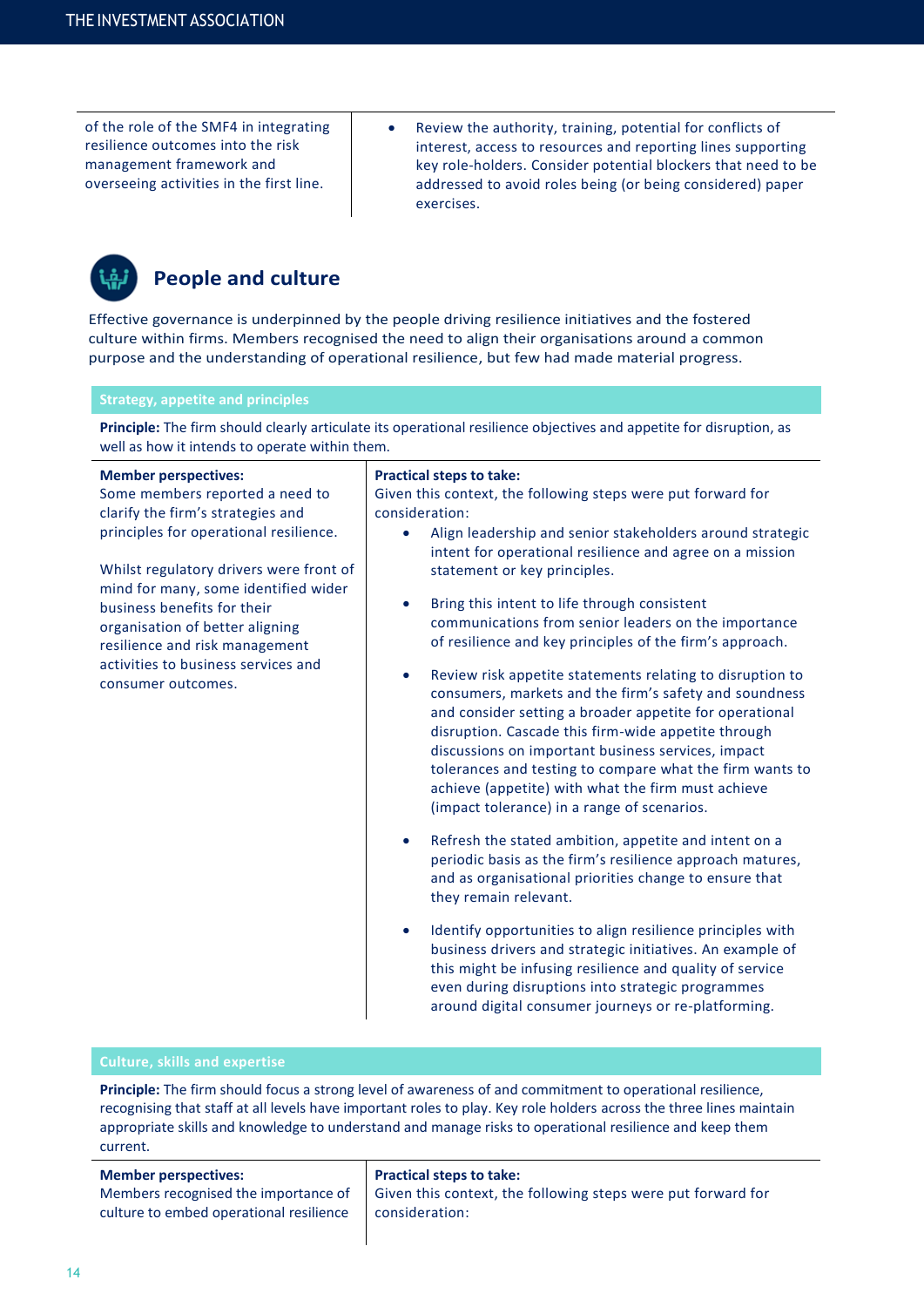| | |
|---|---|
| of the role of the SMF4 in integrating resilience outcomes into the risk management framework and overseeing activities in the first line. | • Review the authority, training, potential for conflicts of interest, access to resources and reporting lines supporting key role-holders. Consider potential blockers that need to be addressed to avoid roles being (or being considered) paper exercises. |

## People and culture

Effective governance is underpinned by the people driving resilience initiatives and the fostered culture within firms. Members recognised the need to align their organisations around a common purpose and the understanding of operational resilience, but few had made material progress.

### Strategy, appetite and principles

**Principle:** The firm should clearly articulate its operational resilience objectives and appetite for disruption, as well as how it intends to operate within them.

| Member perspectives: | Practical steps to take: |
|---|---|
| Some members reported a need to clarify the firm's strategies and principles for operational resilience.<br><br>Whilst regulatory drivers were front of mind for many, some identified wider business benefits for their organisation of better aligning resilience and risk management activities to business services and consumer outcomes. | Given this context, the following steps were put forward for consideration:<br>• Align leadership and senior stakeholders around strategic intent for operational resilience and agree on a mission statement or key principles.<br>• Bring this intent to life through consistent communications from senior leaders on the importance of resilience and key principles of the firm's approach.<br>• Review risk appetite statements relating to disruption to consumers, markets and the firm's safety and soundness and consider setting a broader appetite for operational disruption. Cascade this firm-wide appetite through discussions on important business services, impact tolerances and testing to compare what the firm wants to achieve (appetite) with what the firm must achieve (impact tolerance) in a range of scenarios.<br>• Refresh the stated ambition, appetite and intent on a periodic basis as the firm's resilience approach matures, and as organisational priorities change to ensure that they remain relevant.<br>• Identify opportunities to align resilience principles with business drivers and strategic initiatives. An example of this might be infusing resilience and quality of service even during disruptions into strategic programmes around digital consumer journeys or re-platforming. |

### Culture, skills and expertise

**Principle:** The firm should focus a strong level of awareness of and commitment to operational resilience, recognising that staff at all levels have important roles to play. Key role holders across the three lines maintain appropriate skills and knowledge to understand and manage risks to operational resilience and keep them current.

| Member perspectives: | Practical steps to take: |
|---|---|
| Members recognised the importance of culture to embed operational resilience | Given this context, the following steps were put forward for consideration: |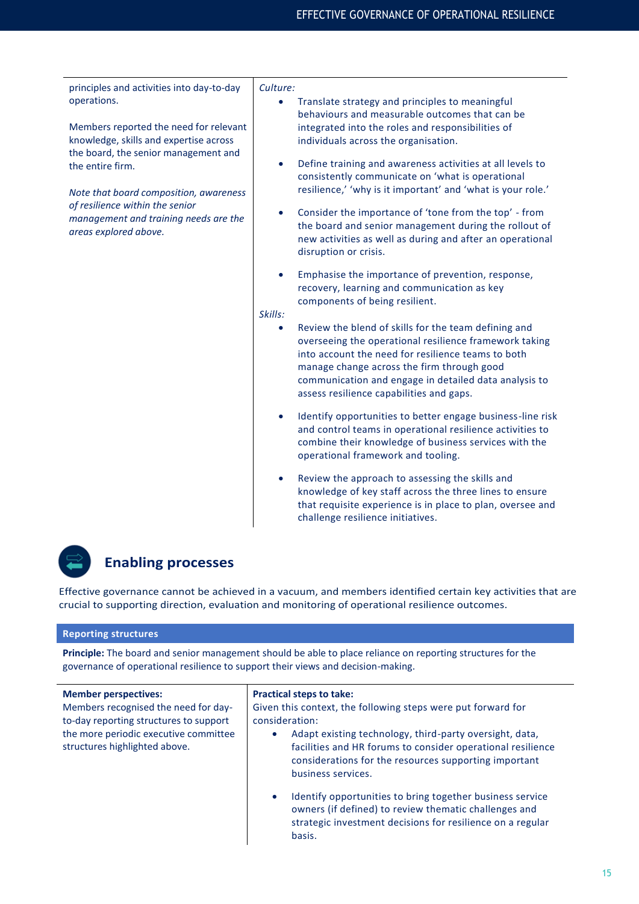| | |
|---|---|
| principles and activities into day-to-day operations.<br><br>Members reported the need for relevant knowledge, skills and expertise across the board, the senior management and the entire firm.<br><br>*Note that board composition, awareness of resilience within the senior management and training needs are the areas explored above.* | *Culture:*<br>• Translate strategy and principles to meaningful behaviours and measurable outcomes that can be integrated into the roles and responsibilities of individuals across the organisation.<br>• Define training and awareness activities at all levels to consistently communicate on 'what is operational resilience,' 'why is it important' and 'what is your role.'<br>• Consider the importance of 'tone from the top' - from the board and senior management during the rollout of new activities as well as during and after an operational disruption or crisis.<br>• Emphasise the importance of prevention, response, recovery, learning and communication as key components of being resilient.<br>*Skills:*<br>• Review the blend of skills for the team defining and overseeing the operational resilience framework taking into account the need for resilience teams to both manage change across the firm through good communication and engage in detailed data analysis to assess resilience capabilities and gaps.<br>• Identify opportunities to better engage business-line risk and control teams in operational resilience activities to combine their knowledge of business services with the operational framework and tooling.<br>• Review the approach to assessing the skills and knowledge of key staff across the three lines to ensure that requisite experience is in place to plan, oversee and challenge resilience initiatives. |

## Enabling processes

Effective governance cannot be achieved in a vacuum, and members identified certain key activities that are crucial to supporting direction, evaluation and monitoring of operational resilience outcomes.

### Reporting structures

**Principle:** The board and senior management should be able to place reliance on reporting structures for the governance of operational resilience to support their views and decision-making.

| **Member perspectives:** | **Practical steps to take:** |
|---|---|
| Members recognised the need for day-to-day reporting structures to support the more periodic executive committee structures highlighted above. | Given this context, the following steps were put forward for consideration:<br>• Adapt existing technology, third-party oversight, data, facilities and HR forums to consider operational resilience considerations for the resources supporting important business services.<br>• Identify opportunities to bring together business service owners (if defined) to review thematic challenges and strategic investment decisions for resilience on a regular basis. |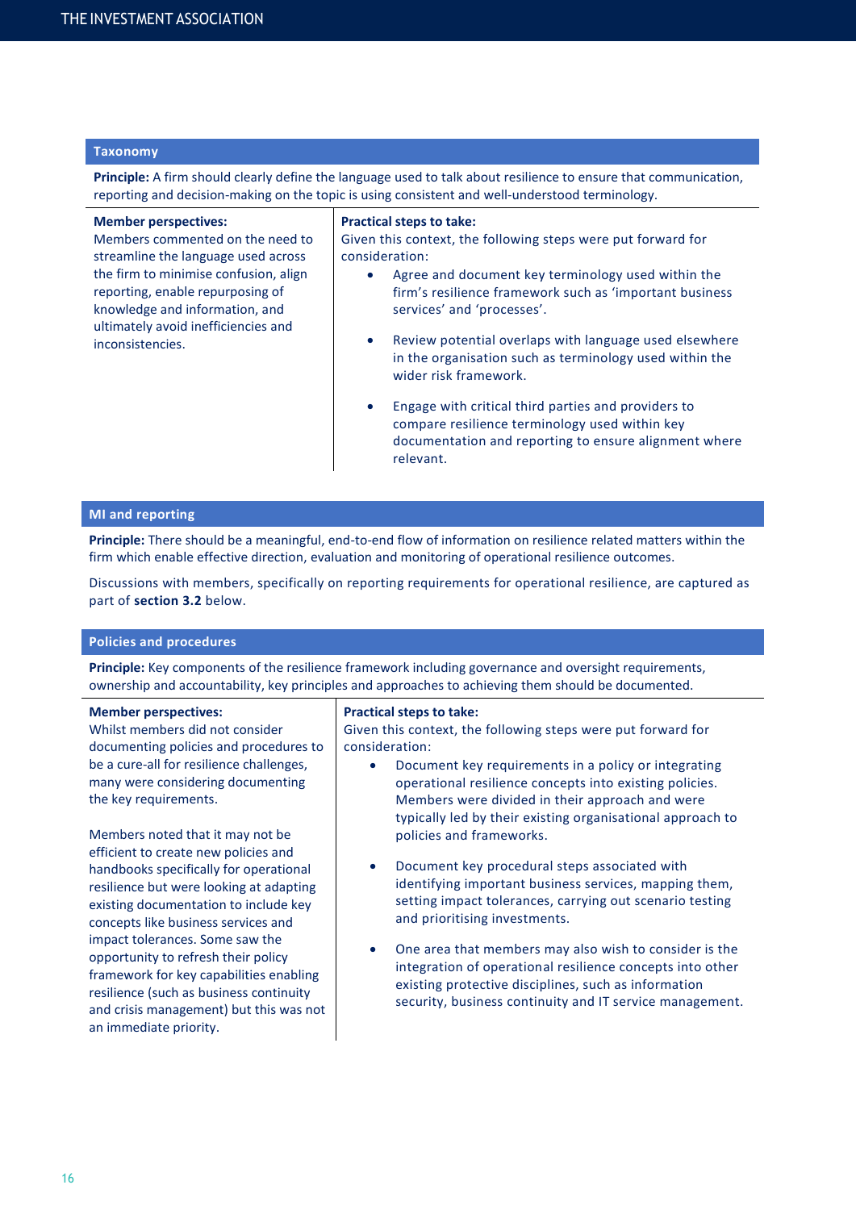### Taxonomy

**Principle:** A firm should clearly define the language used to talk about resilience to ensure that communication, reporting and decision-making on the topic is using consistent and well-understood terminology.

| Member perspectives: | Practical steps to take: |
|---|---|
| Members commented on the need to streamline the language used across the firm to minimise confusion, align reporting, enable repurposing of knowledge and information, and ultimately avoid inefficiencies and inconsistencies. | Given this context, the following steps were put forward for consideration:<br>• Agree and document key terminology used within the firm's resilience framework such as 'important business services' and 'processes'.<br>• Review potential overlaps with language used elsewhere in the organisation such as terminology used within the wider risk framework.<br>• Engage with critical third parties and providers to compare resilience terminology used within key documentation and reporting to ensure alignment where relevant. |

### MI and reporting

**Principle:** There should be a meaningful, end-to-end flow of information on resilience related matters within the firm which enable effective direction, evaluation and monitoring of operational resilience outcomes.

Discussions with members, specifically on reporting requirements for operational resilience, are captured as part of **section 3.2** below.

### Policies and procedures

**Principle:** Key components of the resilience framework including governance and oversight requirements, ownership and accountability, key principles and approaches to achieving them should be documented.

| Member perspectives: | Practical steps to take: |
|---|---|
| Whilst members did not consider documenting policies and procedures to be a cure-all for resilience challenges, many were considering documenting the key requirements.<br><br>Members noted that it may not be efficient to create new policies and handbooks specifically for operational resilience but were looking at adapting existing documentation to include key concepts like business services and impact tolerances. Some saw the opportunity to refresh their policy framework for key capabilities enabling resilience (such as business continuity and crisis management) but this was not an immediate priority. | Given this context, the following steps were put forward for consideration:<br>• Document key requirements in a policy or integrating operational resilience concepts into existing policies. Members were divided in their approach and were typically led by their existing organisational approach to policies and frameworks.<br>• Document key procedural steps associated with identifying important business services, mapping them, setting impact tolerances, carrying out scenario testing and prioritising investments.<br>• One area that members may also wish to consider is the integration of operational resilience concepts into other existing protective disciplines, such as information security, business continuity and IT service management. |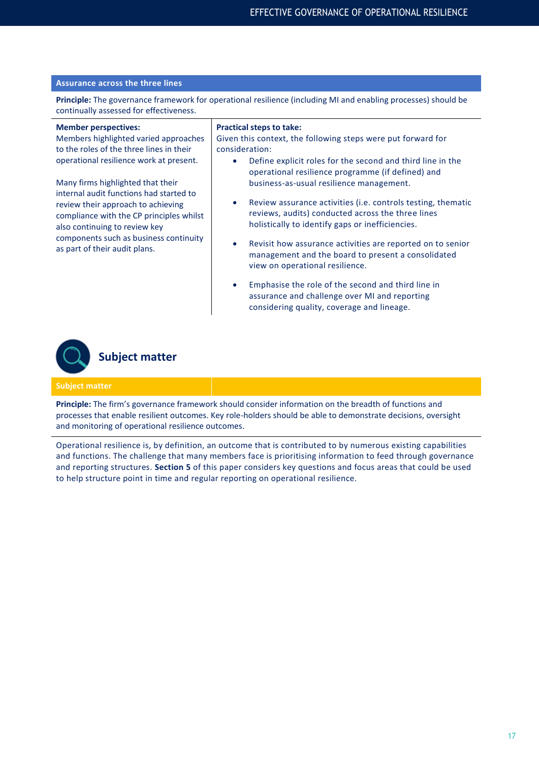### Assurance across the three lines

**Principle:** The governance framework for operational resilience (including MI and enabling processes) should be continually assessed for effectiveness.

**Member perspectives:**
Members highlighted varied approaches to the roles of the three lines in their operational resilience work at present.

Many firms highlighted that their internal audit functions had started to review their approach to achieving compliance with the CP principles whilst also continuing to review key components such as business continuity as part of their audit plans.

**Practical steps to take:**
Given this context, the following steps were put forward for consideration:

- Define explicit roles for the second and third line in the operational resilience programme (if defined) and business-as-usual resilience management.
- Review assurance activities (i.e. controls testing, thematic reviews, audits) conducted across the three lines holistically to identify gaps or inefficiencies.
- Revisit how assurance activities are reported on to senior management and the board to present a consolidated view on operational resilience.
- Emphasise the role of the second and third line in assurance and challenge over MI and reporting considering quality, coverage and lineage.

## Subject matter

### Subject matter

**Principle:** The firm's governance framework should consider information on the breadth of functions and processes that enable resilient outcomes. Key role-holders should be able to demonstrate decisions, oversight and monitoring of operational resilience outcomes.

Operational resilience is, by definition, an outcome that is contributed to by numerous existing capabilities and functions. The challenge that many members face is prioritising information to feed through governance and reporting structures. **Section 5** of this paper considers key questions and focus areas that could be used to help structure point in time and regular reporting on operational resilience.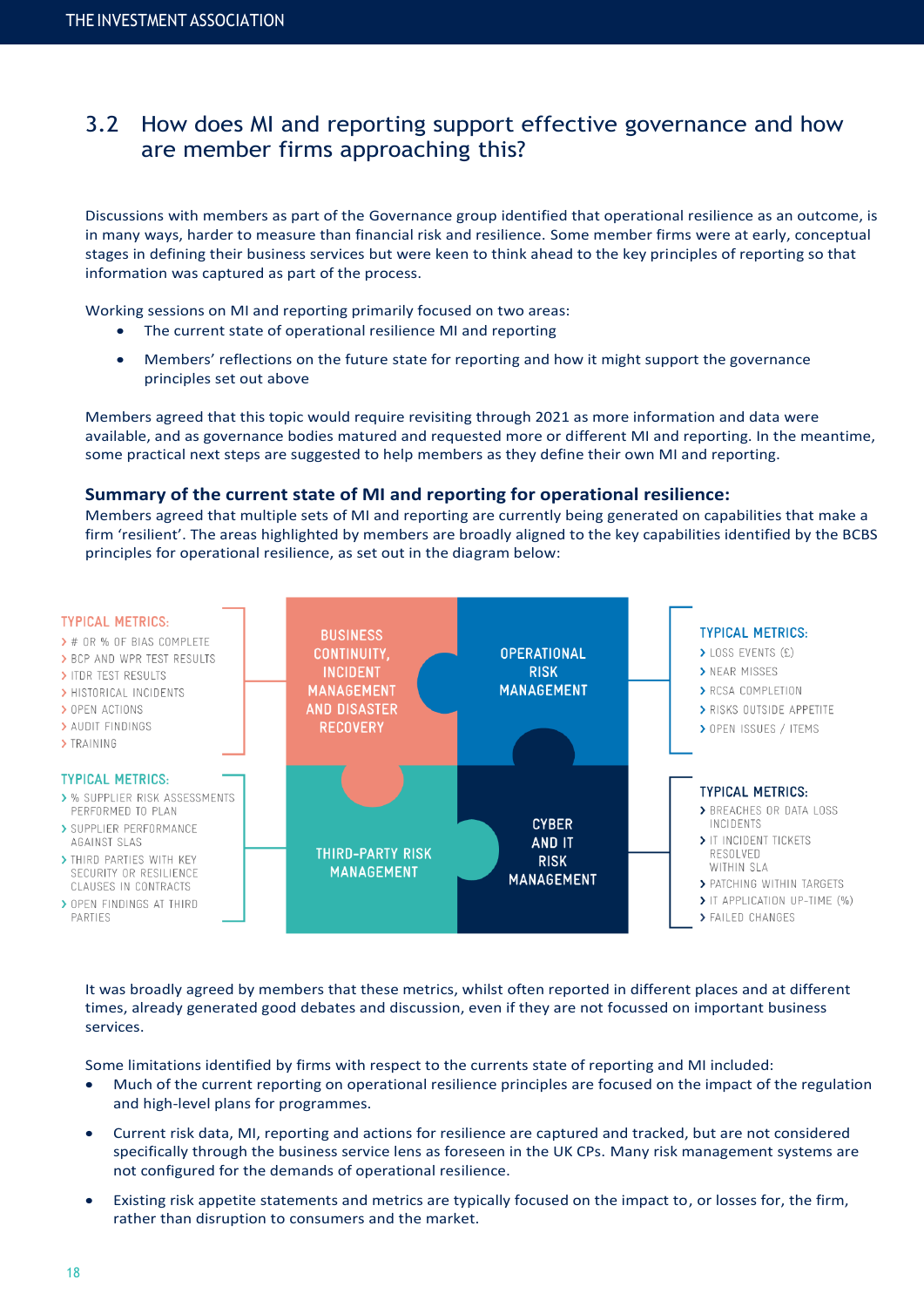## 3.2 How does MI and reporting support effective governance and how are member firms approaching this?

Discussions with members as part of the Governance group identified that operational resilience as an outcome, is in many ways, harder to measure than financial risk and resilience. Some member firms were at early, conceptual stages in defining their business services but were keen to think ahead to the key principles of reporting so that information was captured as part of the process.

Working sessions on MI and reporting primarily focused on two areas:

- The current state of operational resilience MI and reporting
- Members' reflections on the future state for reporting and how it might support the governance principles set out above

Members agreed that this topic would require revisiting through 2021 as more information and data were available, and as governance bodies matured and requested more or different MI and reporting. In the meantime, some practical next steps are suggested to help members as they define their own MI and reporting.

### Summary of the current state of MI and reporting for operational resilience:

Members agreed that multiple sets of MI and reporting are currently being generated on capabilities that make a firm 'resilient'. The areas highlighted by members are broadly aligned to the key capabilities identified by the BCBS principles for operational resilience, as set out in the diagram below:

**BUSINESS CONTINUITY, INCIDENT MANAGEMENT AND DISASTER RECOVERY**

TYPICAL METRICS:
- # OR % OF BIAS COMPLETE
- BCP AND WPR TEST RESULTS
- ITDR TEST RESULTS
- HISTORICAL INCIDENTS
- OPEN ACTIONS
- AUDIT FINDINGS
- TRAINING

**OPERATIONAL RISK MANAGEMENT**

TYPICAL METRICS:
- LOSS EVENTS (£)
- NEAR MISSES
- RCSA COMPLETION
- RISKS OUTSIDE APPETITE
- OPEN ISSUES / ITEMS

**THIRD-PARTY RISK MANAGEMENT**

TYPICAL METRICS:
- % SUPPLIER RISK ASSESSMENTS PERFORMED TO PLAN
- SUPPLIER PERFORMANCE AGAINST SLAS
- THIRD PARTIES WITH KEY SECURITY OR RESILIENCE CLAUSES IN CONTRACTS
- OPEN FINDINGS AT THIRD PARTIES

**CYBER AND IT RISK MANAGEMENT**

TYPICAL METRICS:
- BREACHES OR DATA LOSS INCIDENTS
- IT INCIDENT TICKETS RESOLVED WITHIN SLA
- PATCHING WITHIN TARGETS
- IT APPLICATION UP-TIME (%)
- FAILED CHANGES

It was broadly agreed by members that these metrics, whilst often reported in different places and at different times, already generated good debates and discussion, even if they are not focussed on important business services.

Some limitations identified by firms with respect to the currents state of reporting and MI included:

- Much of the current reporting on operational resilience principles are focused on the impact of the regulation and high-level plans for programmes.
- Current risk data, MI, reporting and actions for resilience are captured and tracked, but are not considered specifically through the business service lens as foreseen in the UK CPs. Many risk management systems are not configured for the demands of operational resilience.
- Existing risk appetite statements and metrics are typically focused on the impact to, or losses for, the firm, rather than disruption to consumers and the market.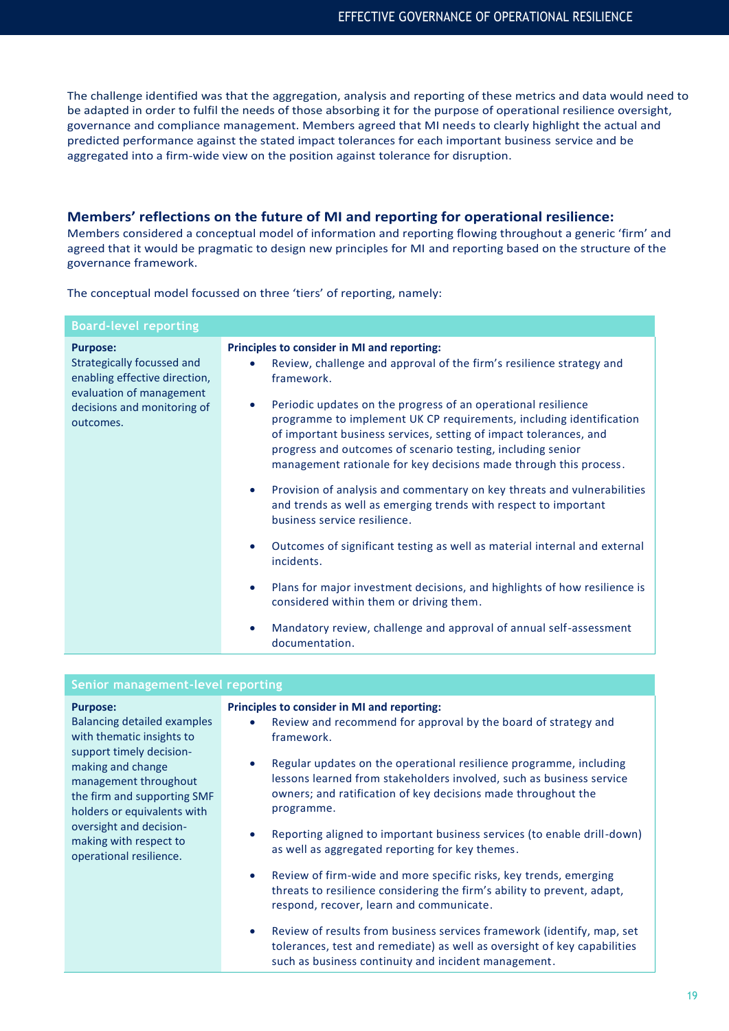The challenge identified was that the aggregation, analysis and reporting of these metrics and data would need to be adapted in order to fulfil the needs of those absorbing it for the purpose of operational resilience oversight, governance and compliance management. Members agreed that MI needs to clearly highlight the actual and predicted performance against the stated impact tolerances for each important business service and be aggregated into a firm-wide view on the position against tolerance for disruption.

### Members' reflections on the future of MI and reporting for operational resilience:

Members considered a conceptual model of information and reporting flowing throughout a generic 'firm' and agreed that it would be pragmatic to design new principles for MI and reporting based on the structure of the governance framework.

The conceptual model focussed on three 'tiers' of reporting, namely:

| Board-level reporting | |
|---|---|
| **Purpose:**<br>Strategically focussed and enabling effective direction, evaluation of management decisions and monitoring of outcomes. | **Principles to consider in MI and reporting:**<br>• Review, challenge and approval of the firm's resilience strategy and framework.<br>• Periodic updates on the progress of an operational resilience programme to implement UK CP requirements, including identification of important business services, setting of impact tolerances, and progress and outcomes of scenario testing, including senior management rationale for key decisions made through this process.<br>• Provision of analysis and commentary on key threats and vulnerabilities and trends as well as emerging trends with respect to important business service resilience.<br>• Outcomes of significant testing as well as material internal and external incidents.<br>• Plans for major investment decisions, and highlights of how resilience is considered within them or driving them.<br>• Mandatory review, challenge and approval of annual self-assessment documentation. |

| Senior management-level reporting | |
|---|---|
| **Purpose:**<br>Balancing detailed examples with thematic insights to support timely decision-making and change management throughout the firm and supporting SMF holders or equivalents with oversight and decision-making with respect to operational resilience. | **Principles to consider in MI and reporting:**<br>• Review and recommend for approval by the board of strategy and framework.<br>• Regular updates on the operational resilience programme, including lessons learned from stakeholders involved, such as business service owners; and ratification of key decisions made throughout the programme.<br>• Reporting aligned to important business services (to enable drill-down) as well as aggregated reporting for key themes.<br>• Review of firm-wide and more specific risks, key trends, emerging threats to resilience considering the firm's ability to prevent, adapt, respond, recover, learn and communicate.<br>• Review of results from business services framework (identify, map, set tolerances, test and remediate) as well as oversight of key capabilities such as business continuity and incident management. |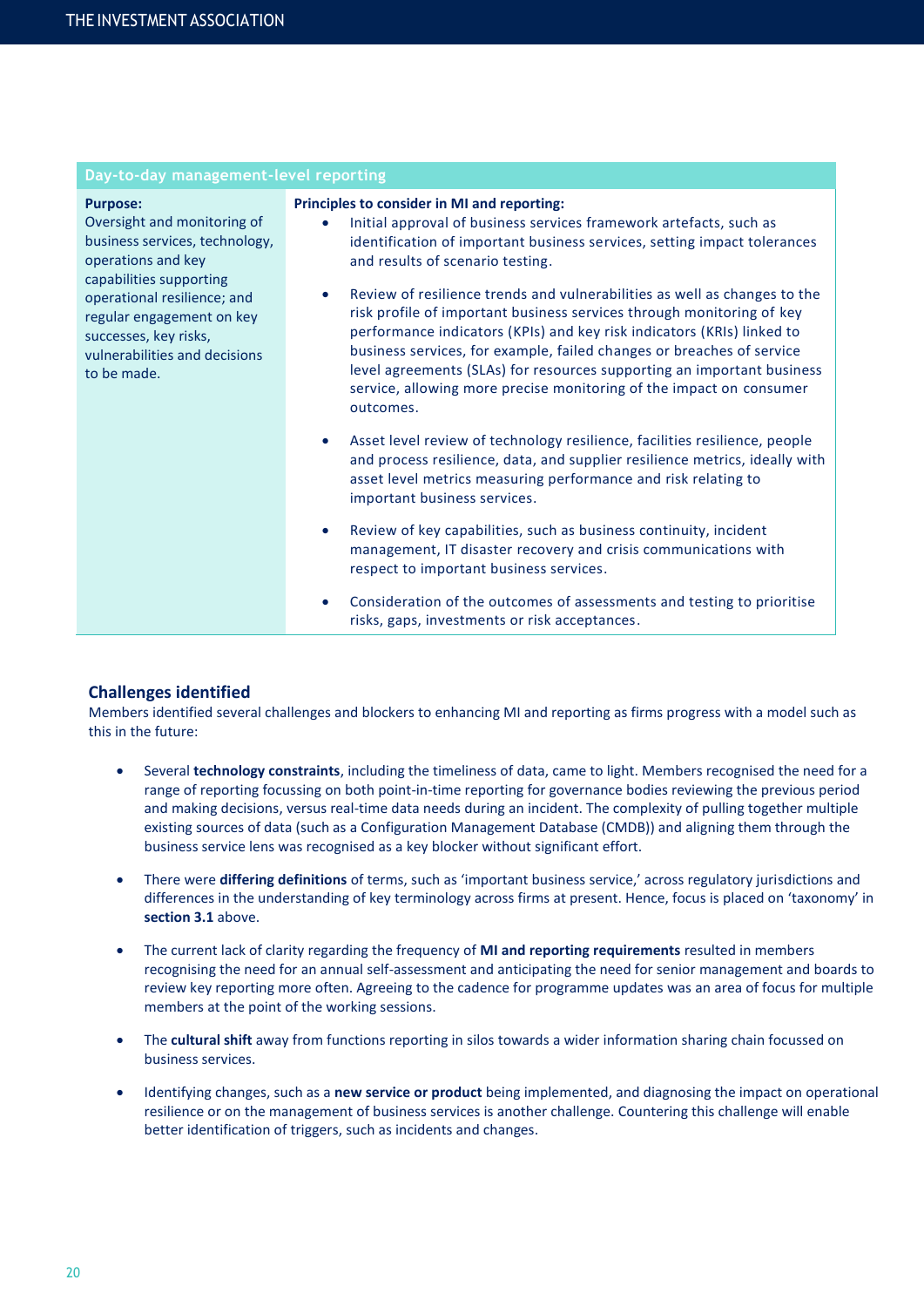| Day-to-day management-level reporting | |
| --- | --- |
| **Purpose:** Oversight and monitoring of business services, technology, operations and key capabilities supporting operational resilience; and regular engagement on key successes, key risks, vulnerabilities and decisions to be made. | **Principles to consider in MI and reporting:**<br>• Initial approval of business services framework artefacts, such as identification of important business services, setting impact tolerances and results of scenario testing.<br>• Review of resilience trends and vulnerabilities as well as changes to the risk profile of important business services through monitoring of key performance indicators (KPIs) and key risk indicators (KRIs) linked to business services, for example, failed changes or breaches of service level agreements (SLAs) for resources supporting an important business service, allowing more precise monitoring of the impact on consumer outcomes.<br>• Asset level review of technology resilience, facilities resilience, people and process resilience, data, and supplier resilience metrics, ideally with asset level metrics measuring performance and risk relating to important business services.<br>• Review of key capabilities, such as business continuity, incident management, IT disaster recovery and crisis communications with respect to important business services.<br>• Consideration of the outcomes of assessments and testing to prioritise risks, gaps, investments or risk acceptances. |

### Challenges identified

Members identified several challenges and blockers to enhancing MI and reporting as firms progress with a model such as this in the future:

- Several **technology constraints**, including the timeliness of data, came to light. Members recognised the need for a range of reporting focussing on both point-in-time reporting for governance bodies reviewing the previous period and making decisions, versus real-time data needs during an incident. The complexity of pulling together multiple existing sources of data (such as a Configuration Management Database (CMDB)) and aligning them through the business service lens was recognised as a key blocker without significant effort.
- There were **differing definitions** of terms, such as 'important business service,' across regulatory jurisdictions and differences in the understanding of key terminology across firms at present. Hence, focus is placed on 'taxonomy' in **section 3.1** above.
- The current lack of clarity regarding the frequency of **MI and reporting requirements** resulted in members recognising the need for an annual self-assessment and anticipating the need for senior management and boards to review key reporting more often. Agreeing to the cadence for programme updates was an area of focus for multiple members at the point of the working sessions.
- The **cultural shift** away from functions reporting in silos towards a wider information sharing chain focussed on business services.
- Identifying changes, such as a **new service or product** being implemented, and diagnosing the impact on operational resilience or on the management of business services is another challenge. Countering this challenge will enable better identification of triggers, such as incidents and changes.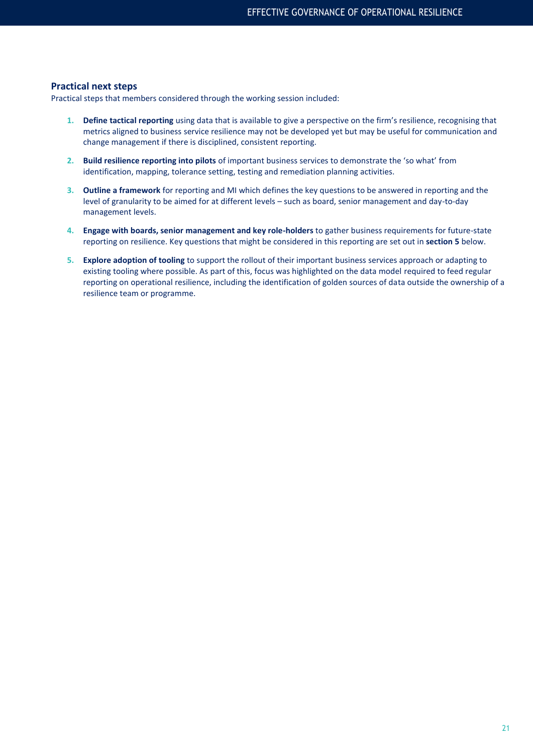### Practical next steps

Practical steps that members considered through the working session included:

1. **Define tactical reporting** using data that is available to give a perspective on the firm's resilience, recognising that metrics aligned to business service resilience may not be developed yet but may be useful for communication and change management if there is disciplined, consistent reporting.
2. **Build resilience reporting into pilots** of important business services to demonstrate the 'so what' from identification, mapping, tolerance setting, testing and remediation planning activities.
3. **Outline a framework** for reporting and MI which defines the key questions to be answered in reporting and the level of granularity to be aimed for at different levels – such as board, senior management and day-to-day management levels.
4. **Engage with boards, senior management and key role-holders** to gather business requirements for future-state reporting on resilience. Key questions that might be considered in this reporting are set out in **section 5** below.
5. **Explore adoption of tooling** to support the rollout of their important business services approach or adapting to existing tooling where possible. As part of this, focus was highlighted on the data model required to feed regular reporting on operational resilience, including the identification of golden sources of data outside the ownership of a resilience team or programme.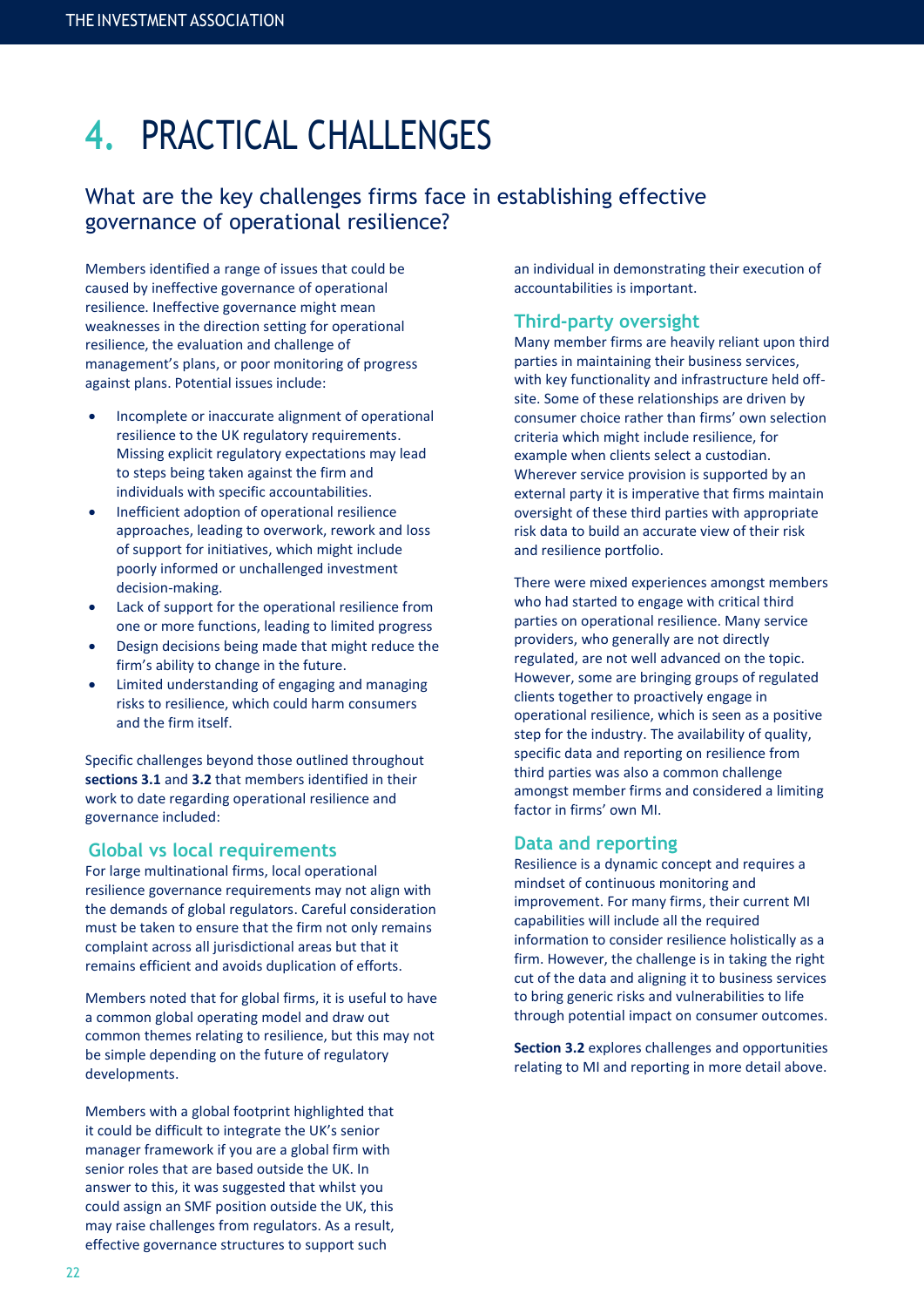# 4. PRACTICAL CHALLENGES

## What are the key challenges firms face in establishing effective governance of operational resilience?

Members identified a range of issues that could be caused by ineffective governance of operational resilience. Ineffective governance might mean weaknesses in the direction setting for operational resilience, the evaluation and challenge of management's plans, or poor monitoring of progress against plans. Potential issues include:

- Incomplete or inaccurate alignment of operational resilience to the UK regulatory requirements. Missing explicit regulatory expectations may lead to steps being taken against the firm and individuals with specific accountabilities.
- Inefficient adoption of operational resilience approaches, leading to overwork, rework and loss of support for initiatives, which might include poorly informed or unchallenged investment decision-making.
- Lack of support for the operational resilience from one or more functions, leading to limited progress
- Design decisions being made that might reduce the firm's ability to change in the future.
- Limited understanding of engaging and managing risks to resilience, which could harm consumers and the firm itself.

Specific challenges beyond those outlined throughout **sections 3.1** and **3.2** that members identified in their work to date regarding operational resilience and governance included:

### Global vs local requirements

For large multinational firms, local operational resilience governance requirements may not align with the demands of global regulators. Careful consideration must be taken to ensure that the firm not only remains complaint across all jurisdictional areas but that it remains efficient and avoids duplication of efforts.

Members noted that for global firms, it is useful to have a common global operating model and draw out common themes relating to resilience, but this may not be simple depending on the future of regulatory developments.

Members with a global footprint highlighted that it could be difficult to integrate the UK's senior manager framework if you are a global firm with senior roles that are based outside the UK. In answer to this, it was suggested that whilst you could assign an SMF position outside the UK, this may raise challenges from regulators. As a result, effective governance structures to support such an individual in demonstrating their execution of accountabilities is important.

### Third-party oversight

Many member firms are heavily reliant upon third parties in maintaining their business services, with key functionality and infrastructure held off-site. Some of these relationships are driven by consumer choice rather than firms' own selection criteria which might include resilience, for example when clients select a custodian. Wherever service provision is supported by an external party it is imperative that firms maintain oversight of these third parties with appropriate risk data to build an accurate view of their risk and resilience portfolio.

There were mixed experiences amongst members who had started to engage with critical third parties on operational resilience. Many service providers, who generally are not directly regulated, are not well advanced on the topic. However, some are bringing groups of regulated clients together to proactively engage in operational resilience, which is seen as a positive step for the industry. The availability of quality, specific data and reporting on resilience from third parties was also a common challenge amongst member firms and considered a limiting factor in firms' own MI.

### Data and reporting

Resilience is a dynamic concept and requires a mindset of continuous monitoring and improvement. For many firms, their current MI capabilities will include all the required information to consider resilience holistically as a firm. However, the challenge is in taking the right cut of the data and aligning it to business services to bring generic risks and vulnerabilities to life through potential impact on consumer outcomes.

**Section 3.2** explores challenges and opportunities relating to MI and reporting in more detail above.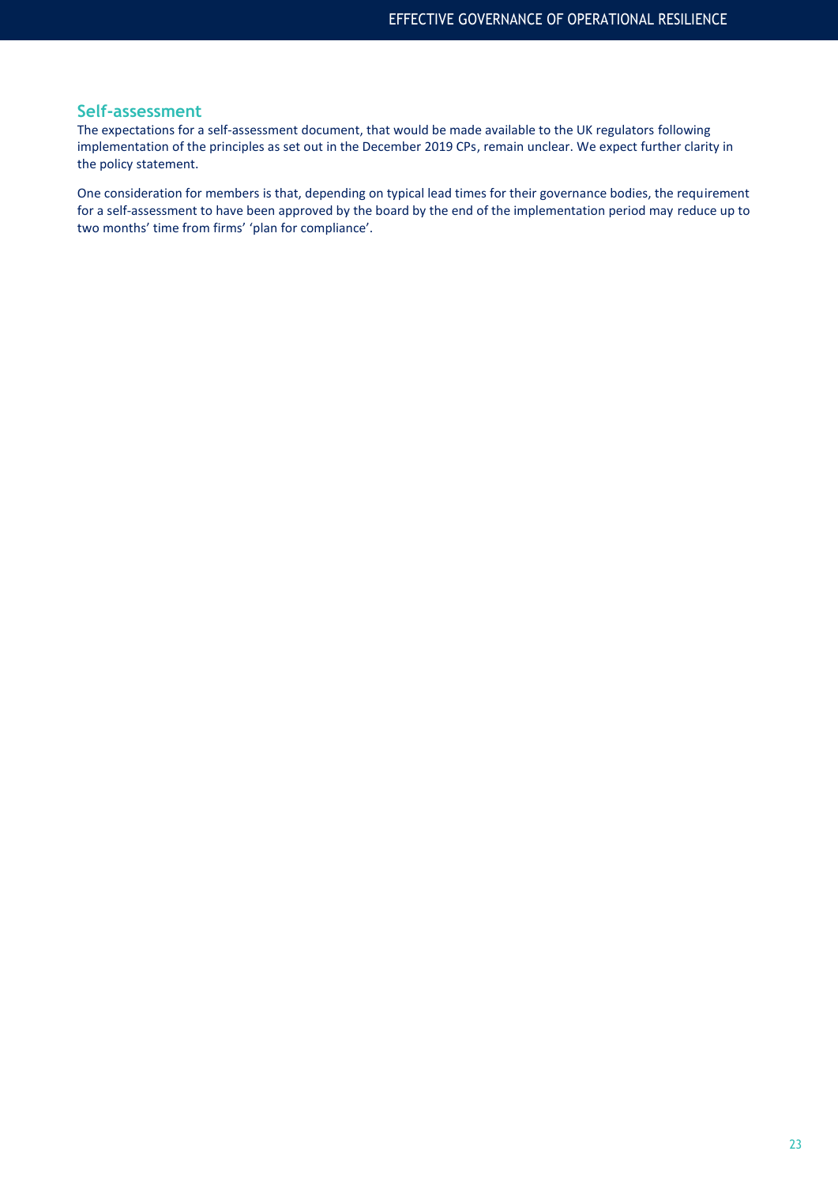## Self-assessment

The expectations for a self-assessment document, that would be made available to the UK regulators following implementation of the principles as set out in the December 2019 CPs, remain unclear. We expect further clarity in the policy statement.

One consideration for members is that, depending on typical lead times for their governance bodies, the requirement for a self-assessment to have been approved by the board by the end of the implementation period may reduce up to two months' time from firms' 'plan for compliance'.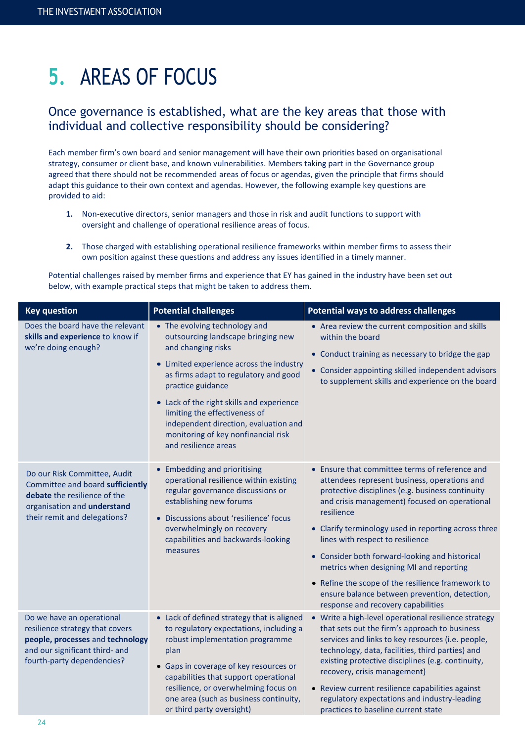// 5. AREAS OF FOCUS

## Once governance is established, what are the key areas that those with individual and collective responsibility should be considering?

Each member firm's own board and senior management will have their own priorities based on organisational strategy, consumer or client base, and known vulnerabilities. Members taking part in the Governance group agreed that there should not be recommended areas of focus or agendas, given the principle that firms should adapt this guidance to their own context and agendas. However, the following example key questions are provided to aid:

1. Non-executive directors, senior managers and those in risk and audit functions to support with oversight and challenge of operational resilience areas of focus.
2. Those charged with establishing operational resilience frameworks within member firms to assess their own position against these questions and address any issues identified in a timely manner.

Potential challenges raised by member firms and experience that EY has gained in the industry have been set out below, with example practical steps that might be taken to address them.

| Key question | Potential challenges | Potential ways to address challenges |
|---|---|---|
| Does the board have the relevant **skills and experience** to know if we're doing enough? | • The evolving technology and outsourcing landscape bringing new and changing risks<br>• Limited experience across the industry as firms adapt to regulatory and good practice guidance<br>• Lack of the right skills and experience limiting the effectiveness of independent direction, evaluation and monitoring of key nonfinancial risk and resilience areas | • Area review the current composition and skills within the board<br>• Conduct training as necessary to bridge the gap<br>• Consider appointing skilled independent advisors to supplement skills and experience on the board |
| Do our Risk Committee, Audit Committee and board **sufficiently debate** the resilience of the organisation and **understand** their remit and delegations? | • Embedding and prioritising operational resilience within existing regular governance discussions or establishing new forums<br>• Discussions about 'resilience' focus overwhelmingly on recovery capabilities and backwards-looking measures | • Ensure that committee terms of reference and attendees represent business, operations and protective disciplines (e.g. business continuity and crisis management) focused on operational resilience<br>• Clarify terminology used in reporting across three lines with respect to resilience<br>• Consider both forward-looking and historical metrics when designing MI and reporting<br>• Refine the scope of the resilience framework to ensure balance between prevention, detection, response and recovery capabilities |
| Do we have an operational resilience strategy that covers **people, processes** and **technology** and our significant third- and fourth-party dependencies? | • Lack of defined strategy that is aligned to regulatory expectations, including a robust implementation programme plan<br>• Gaps in coverage of key resources or capabilities that support operational resilience, or overwhelming focus on one area (such as business continuity, or third party oversight) | • Write a high-level operational resilience strategy that sets out the firm's approach to business services and links to key resources (i.e. people, technology, data, facilities, third parties) and existing protective disciplines (e.g. continuity, recovery, crisis management)<br>• Review current resilience capabilities against regulatory expectations and industry-leading practices to baseline current state |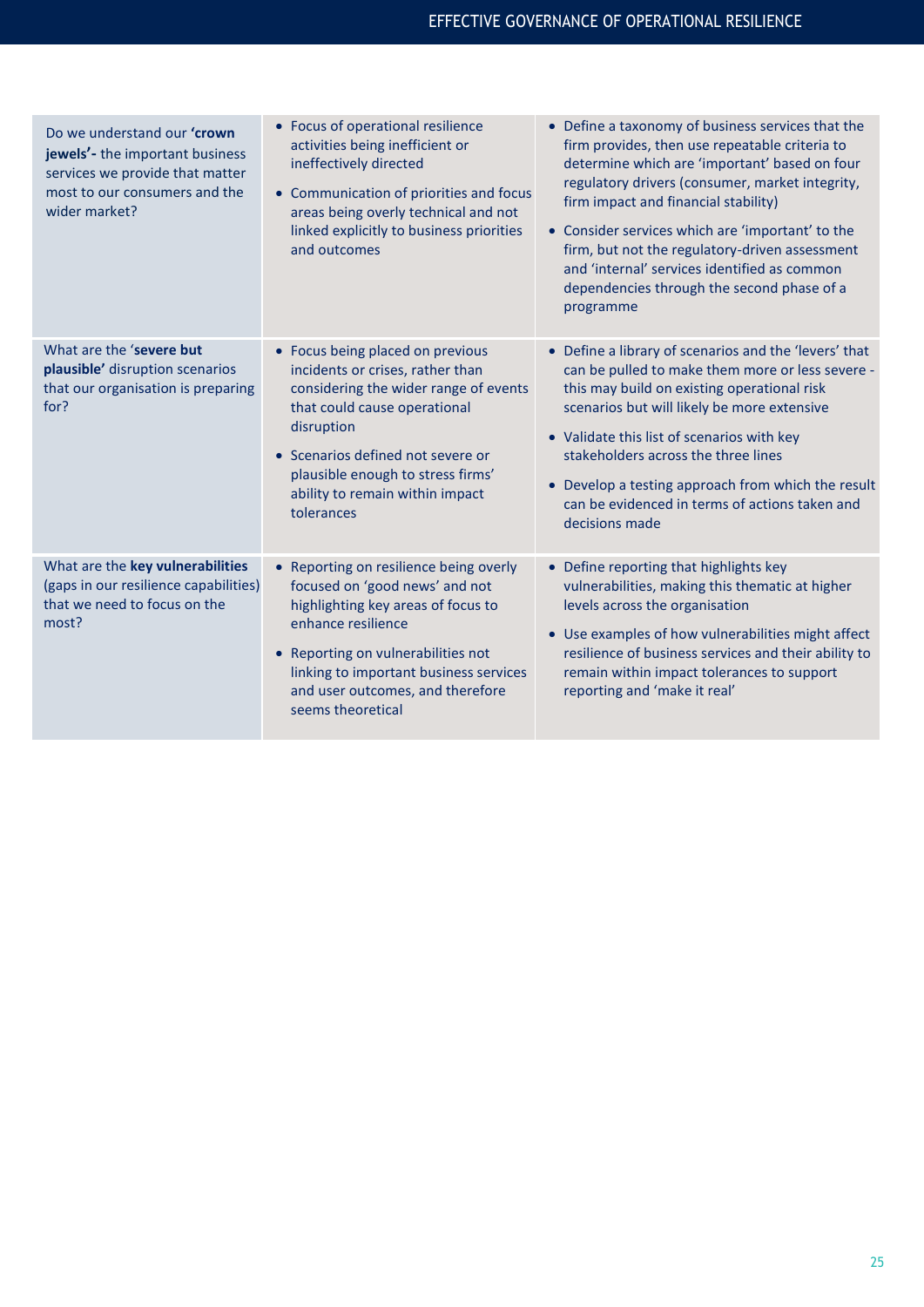| | | |
|---|---|---|
| Do we understand our **'crown jewels'-** the important business services we provide that matter most to our consumers and the wider market? | • Focus of operational resilience activities being inefficient or ineffectively directed<br>• Communication of priorities and focus areas being overly technical and not linked explicitly to business priorities and outcomes | • Define a taxonomy of business services that the firm provides, then use repeatable criteria to determine which are 'important' based on four regulatory drivers (consumer, market integrity, firm impact and financial stability)<br>• Consider services which are 'important' to the firm, but not the regulatory-driven assessment and 'internal' services identified as common dependencies through the second phase of a programme |
| What are the **'severe but plausible'** disruption scenarios that our organisation is preparing for? | • Focus being placed on previous incidents or crises, rather than considering the wider range of events that could cause operational disruption<br>• Scenarios defined not severe or plausible enough to stress firms' ability to remain within impact tolerances | • Define a library of scenarios and the 'levers' that can be pulled to make them more or less severe - this may build on existing operational risk scenarios but will likely be more extensive<br>• Validate this list of scenarios with key stakeholders across the three lines<br>• Develop a testing approach from which the result can be evidenced in terms of actions taken and decisions made |
| What are the **key vulnerabilities** (gaps in our resilience capabilities) that we need to focus on the most? | • Reporting on resilience being overly focused on 'good news' and not highlighting key areas of focus to enhance resilience<br>• Reporting on vulnerabilities not linking to important business services and user outcomes, and therefore seems theoretical | • Define reporting that highlights key vulnerabilities, making this thematic at higher levels across the organisation<br>• Use examples of how vulnerabilities might affect resilience of business services and their ability to remain within impact tolerances to support reporting and 'make it real' |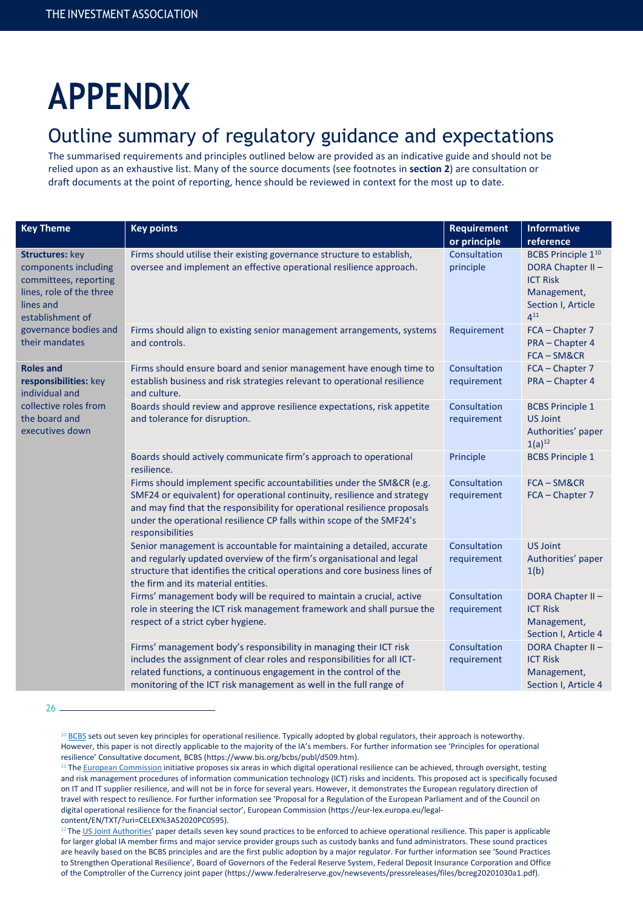# APPENDIX

## Outline summary of regulatory guidance and expectations

The summarised requirements and principles outlined below are provided as an indicative guide and should not be relied upon as an exhaustive list. Many of the source documents (see footnotes in **section 2**) are consultation or draft documents at the point of reporting, hence should be reviewed in context for the most up to date.

| Key Theme | Key points | Requirement or principle | Informative reference |
|---|---|---|---|
| **Structures:** key components including committees, reporting lines, role of the three lines and establishment of governance bodies and their mandates | Firms should utilise their existing governance structure to establish, oversee and implement an effective operational resilience approach. | Consultation principle | BCBS Principle 1[10] DORA Chapter II – ICT Risk Management, Section I, Article 4[11] |
| | Firms should align to existing senior management arrangements, systems and controls. | Requirement | FCA – Chapter 7 PRA – Chapter 4 FCA – SM&CR |
| **Roles and responsibilities:** key individual and collective roles from the board and executives down | Firms should ensure board and senior management have enough time to establish business and risk strategies relevant to operational resilience and culture. | Consultation requirement | FCA – Chapter 7 PRA – Chapter 4 |
| | Boards should review and approve resilience expectations, risk appetite and tolerance for disruption. | Consultation requirement | BCBS Principle 1 US Joint Authorities' paper 1(a)[12] |
| | Boards should actively communicate firm's approach to operational resilience. | Principle | BCBS Principle 1 |
| | Firms should implement specific accountabilities under the SM&CR (e.g. SMF24 or equivalent) for operational continuity, resilience and strategy and may find that the responsibility for operational resilience proposals under the operational resilience CP falls within scope of the SMF24's responsibilities | Consultation requirement | FCA – SM&CR FCA – Chapter 7 |
| | Senior management is accountable for maintaining a detailed, accurate and regularly updated overview of the firm's organisational and legal structure that identifies the critical operations and core business lines of the firm and its material entities. | Consultation requirement | US Joint Authorities' paper 1(b) |
| | Firms' management body will be required to maintain a crucial, active role in steering the ICT risk management framework and shall pursue the respect of a strict cyber hygiene. | Consultation requirement | DORA Chapter II – ICT Risk Management, Section I, Article 4 |
| | Firms' management body's responsibility in managing their ICT risk includes the assignment of clear roles and responsibilities for all ICT-related functions, a continuous engagement in the control of the monitoring of the ICT risk management as well in the full range of | Consultation requirement | DORA Chapter II – ICT Risk Management, Section I, Article 4 |

[10] BCBS sets out seven key principles for operational resilience. Typically adopted by global regulators, their approach is noteworthy. However, this paper is not directly applicable to the majority of the IA's members. For further information see 'Principles for operational resilience' Consultative document, BCBS (https://www.bis.org/bcbs/publ/d509.htm).

[11] The European Commission initiative proposes six areas in which digital operational resilience can be achieved, through oversight, testing and risk management procedures of information communication technology (ICT) risks and incidents. This proposed act is specifically focused on IT and IT supplier resilience, and will not be in force for several years. However, it demonstrates the European regulatory direction of travel with respect to resilience. For further information see 'Proposal for a Regulation of the European Parliament and of the Council on digital operational resilience for the financial sector', European Commission (https://eur-lex.europa.eu/legal-content/EN/TXT/?uri=CELEX%3A52020PC0595).

[12] The US Joint Authorities' paper details seven key sound practices to be enforced to achieve operational resilience. This paper is applicable for larger global IA member firms and major service provider groups such as custody banks and fund administrators. These sound practices are heavily based on the BCBS principles and are the first public adoption by a major regulator. For further information see 'Sound Practices to Strengthen Operational Resilience', Board of Governors of the Federal Reserve System, Federal Deposit Insurance Corporation and Office of the Comptroller of the Currency joint paper (https://www.federalreserve.gov/newsevents/pressreleases/files/bcreg20201030a1.pdf).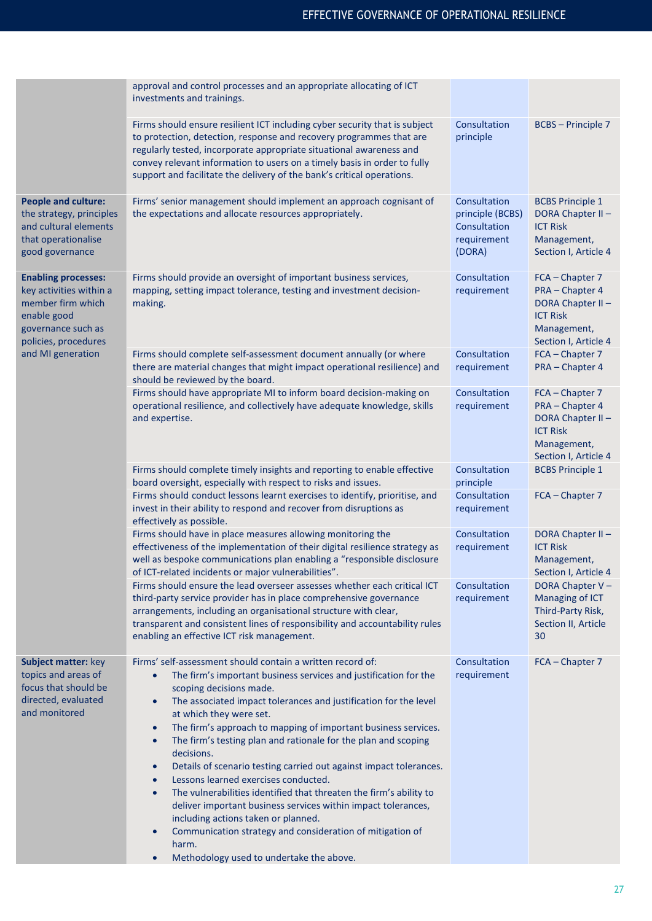| | | | |
|---|---|---|---|
| | approval and control processes and an appropriate allocating of ICT investments and trainings. | | |
| | Firms should ensure resilient ICT including cyber security that is subject to protection, detection, response and recovery programmes that are regularly tested, incorporate appropriate situational awareness and convey relevant information to users on a timely basis in order to fully support and facilitate the delivery of the bank's critical operations. | Consultation principle | BCBS – Principle 7 |
| **People and culture:** the strategy, principles and cultural elements that operationalise good governance | Firms' senior management should implement an approach cognisant of the expectations and allocate resources appropriately. | Consultation principle (BCBS) Consultation requirement (DORA) | BCBS Principle 1 DORA Chapter II – ICT Risk Management, Section I, Article 4 |
| **Enabling processes:** key activities within a member firm which enable good governance such as policies, procedures and MI generation | Firms should provide an oversight of important business services, mapping, setting impact tolerance, testing and investment decision-making. | Consultation requirement | FCA – Chapter 7 PRA – Chapter 4 DORA Chapter II – ICT Risk Management, Section I, Article 4 |
| | Firms should complete self-assessment document annually (or where there are material changes that might impact operational resilience) and should be reviewed by the board. | Consultation requirement | FCA – Chapter 7 PRA – Chapter 4 |
| | Firms should have appropriate MI to inform board decision-making on operational resilience, and collectively have adequate knowledge, skills and expertise. | Consultation requirement | FCA – Chapter 7 PRA – Chapter 4 DORA Chapter II – ICT Risk Management, Section I, Article 4 |
| | Firms should complete timely insights and reporting to enable effective board oversight, especially with respect to risks and issues. | Consultation principle | BCBS Principle 1 |
| | Firms should conduct lessons learnt exercises to identify, prioritise, and invest in their ability to respond and recover from disruptions as effectively as possible. | Consultation requirement | FCA – Chapter 7 |
| | Firms should have in place measures allowing monitoring the effectiveness of the implementation of their digital resilience strategy as well as bespoke communications plan enabling a "responsible disclosure of ICT-related incidents or major vulnerabilities". | Consultation requirement | DORA Chapter II – ICT Risk Management, Section I, Article 4 |
| | Firms should ensure the lead overseer assesses whether each critical ICT third-party service provider has in place comprehensive governance arrangements, including an organisational structure with clear, transparent and consistent lines of responsibility and accountability rules enabling an effective ICT risk management. | Consultation requirement | DORA Chapter V – Managing of ICT Third-Party Risk, Section II, Article 30 |
| **Subject matter:** key topics and areas of focus that should be directed, evaluated and monitored | Firms' self-assessment should contain a written record of:<br>• The firm's important business services and justification for the scoping decisions made.<br>• The associated impact tolerances and justification for the level at which they were set.<br>• The firm's approach to mapping of important business services.<br>• The firm's testing plan and rationale for the plan and scoping decisions.<br>• Details of scenario testing carried out against impact tolerances.<br>• Lessons learned exercises conducted.<br>• The vulnerabilities identified that threaten the firm's ability to deliver important business services within impact tolerances, including actions taken or planned.<br>• Communication strategy and consideration of mitigation of harm.<br>• Methodology used to undertake the above. | Consultation requirement | FCA – Chapter 7 |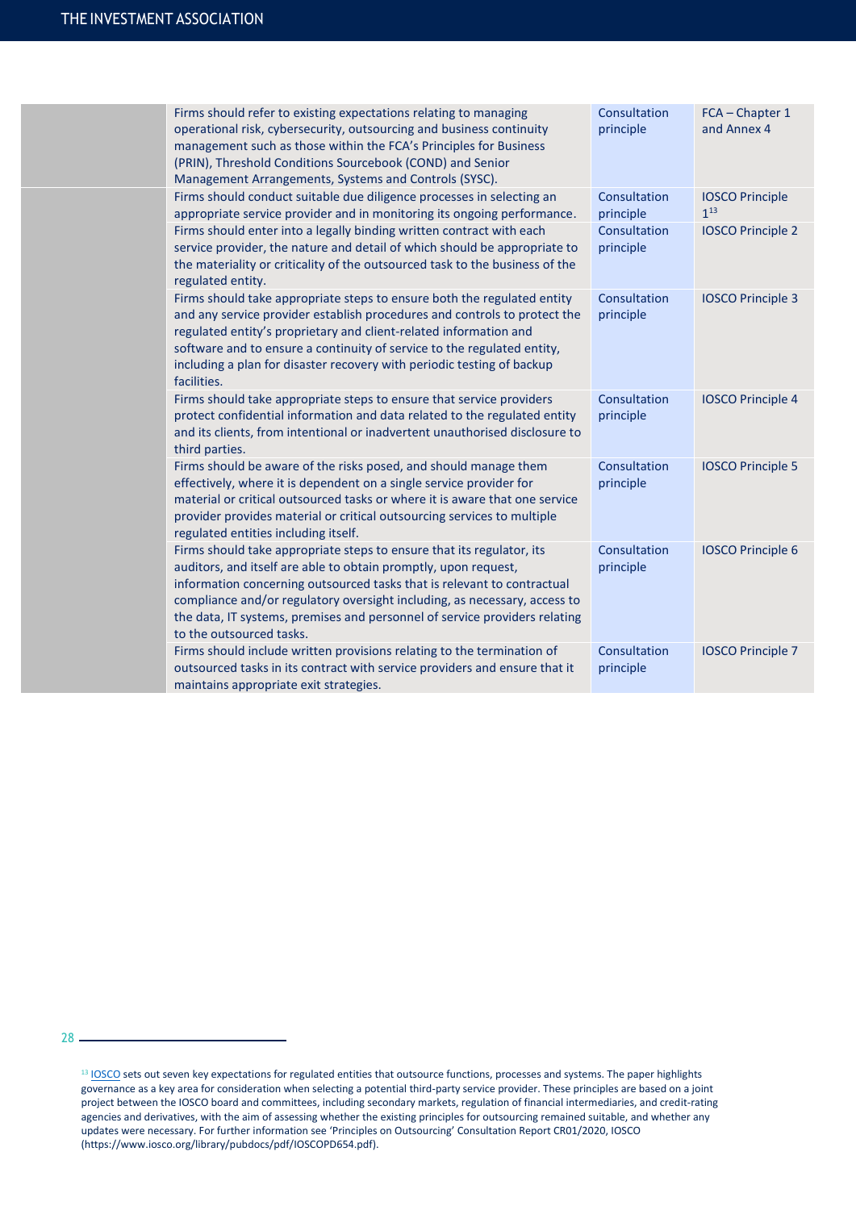| | | | |
|---|---|---|---|
| | Firms should refer to existing expectations relating to managing operational risk, cybersecurity, outsourcing and business continuity management such as those within the FCA's Principles for Business (PRIN), Threshold Conditions Sourcebook (COND) and Senior Management Arrangements, Systems and Controls (SYSC). | Consultation principle | FCA – Chapter 1 and Annex 4 |
| | Firms should conduct suitable due diligence processes in selecting an appropriate service provider and in monitoring its ongoing performance. | Consultation principle | IOSCO Principle 1[13] |
| | Firms should enter into a legally binding written contract with each service provider, the nature and detail of which should be appropriate to the materiality or criticality of the outsourced task to the business of the regulated entity. | Consultation principle | IOSCO Principle 2 |
| | Firms should take appropriate steps to ensure both the regulated entity and any service provider establish procedures and controls to protect the regulated entity's proprietary and client-related information and software and to ensure a continuity of service to the regulated entity, including a plan for disaster recovery with periodic testing of backup facilities. | Consultation principle | IOSCO Principle 3 |
| | Firms should take appropriate steps to ensure that service providers protect confidential information and data related to the regulated entity and its clients, from intentional or inadvertent unauthorised disclosure to third parties. | Consultation principle | IOSCO Principle 4 |
| | Firms should be aware of the risks posed, and should manage them effectively, where it is dependent on a single service provider for material or critical outsourced tasks or where it is aware that one service provider provides material or critical outsourcing services to multiple regulated entities including itself. | Consultation principle | IOSCO Principle 5 |
| | Firms should take appropriate steps to ensure that its regulator, its auditors, and itself are able to obtain promptly, upon request, information concerning outsourced tasks that is relevant to contractual compliance and/or regulatory oversight including, as necessary, access to the data, IT systems, premises and personnel of service providers relating to the outsourced tasks. | Consultation principle | IOSCO Principle 6 |
| | Firms should include written provisions relating to the termination of outsourced tasks in its contract with service providers and ensure that it maintains appropriate exit strategies. | Consultation principle | IOSCO Principle 7 |

[13] IOSCO sets out seven key expectations for regulated entities that outsource functions, processes and systems. The paper highlights governance as a key area for consideration when selecting a potential third-party service provider. These principles are based on a joint project between the IOSCO board and committees, including secondary markets, regulation of financial intermediaries, and credit-rating agencies and derivatives, with the aim of assessing whether the existing principles for outsourcing remained suitable, and whether any updates were necessary. For further information see 'Principles on Outsourcing' Consultation Report CR01/2020, IOSCO (https://www.iosco.org/library/pubdocs/pdf/IOSCOPD654.pdf).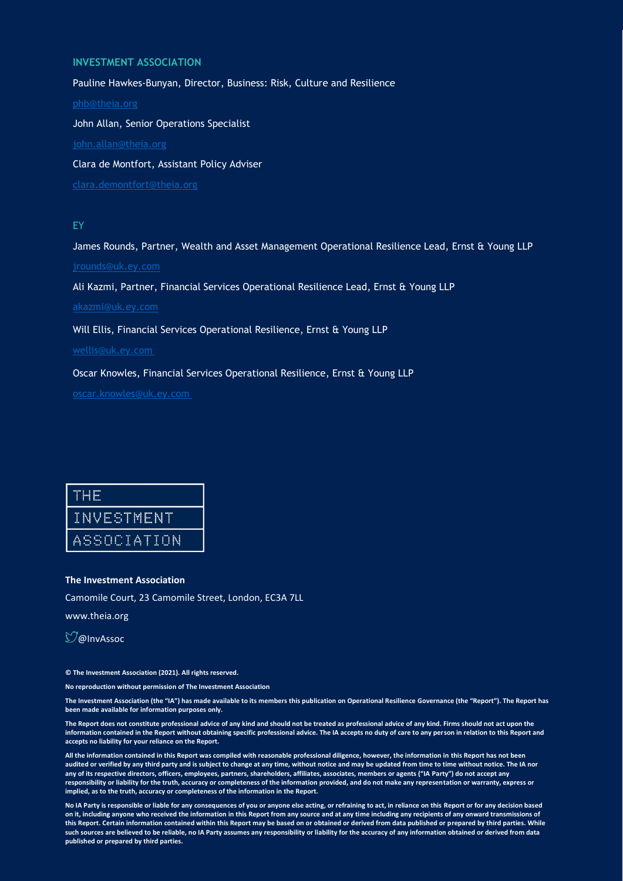## INVESTMENT ASSOCIATION

Pauline Hawkes-Bunyan, Director, Business: Risk, Culture and Resilience

phb@theia.org

John Allan, Senior Operations Specialist

john.allan@theia.org

Clara de Montfort, Assistant Policy Adviser

clara.demontfort@theia.org

## EY

James Rounds, Partner, Wealth and Asset Management Operational Resilience Lead, Ernst & Young LLP

jrounds@uk.ey.com

Ali Kazmi, Partner, Financial Services Operational Resilience Lead, Ernst & Young LLP

akazmi@uk.ey.com

Will Ellis, Financial Services Operational Resilience, Ernst & Young LLP

wellis@uk.ey.com

Oscar Knowles, Financial Services Operational Resilience, Ernst & Young LLP

oscar.knowles@uk.ey.com

THE INVESTMENT ASSOCIATION

**The Investment Association**

Camomile Court, 23 Camomile Street, London, EC3A 7LL

www.theia.org

@InvAssoc

**© The Investment Association (2021). All rights reserved.**

**No reproduction without permission of The Investment Association**

**The Investment Association (the "IA") has made available to its members this publication on Operational Resilience Governance (the "Report"). The Report has been made available for information purposes only.**

**The Report does not constitute professional advice of any kind and should not be treated as professional advice of any kind. Firms should not act upon the information contained in the Report without obtaining specific professional advice. The IA accepts no duty of care to any person in relation to this Report and accepts no liability for your reliance on the Report.**

**All the information contained in this Report was compiled with reasonable professional diligence, however, the information in this Report has not been audited or verified by any third party and is subject to change at any time, without notice and may be updated from time to time without notice. The IA nor any of its respective directors, officers, employees, partners, shareholders, affiliates, associates, members or agents ("IA Party") do not accept any responsibility or liability for the truth, accuracy or completeness of the information provided, and do not make any representation or warranty, express or implied, as to the truth, accuracy or completeness of the information in the Report.**

**No IA Party is responsible or liable for any consequences of you or anyone else acting, or refraining to act, in reliance on this Report or for any decision based on it, including anyone who received the information in this Report from any source and at any time including any recipients of any onward transmissions of this Report. Certain information contained within this Report may be based on or obtained or derived from data published or prepared by third parties. While such sources are believed to be reliable, no IA Party assumes any responsibility or liability for the accuracy of any information obtained or derived from data published or prepared by third parties.**